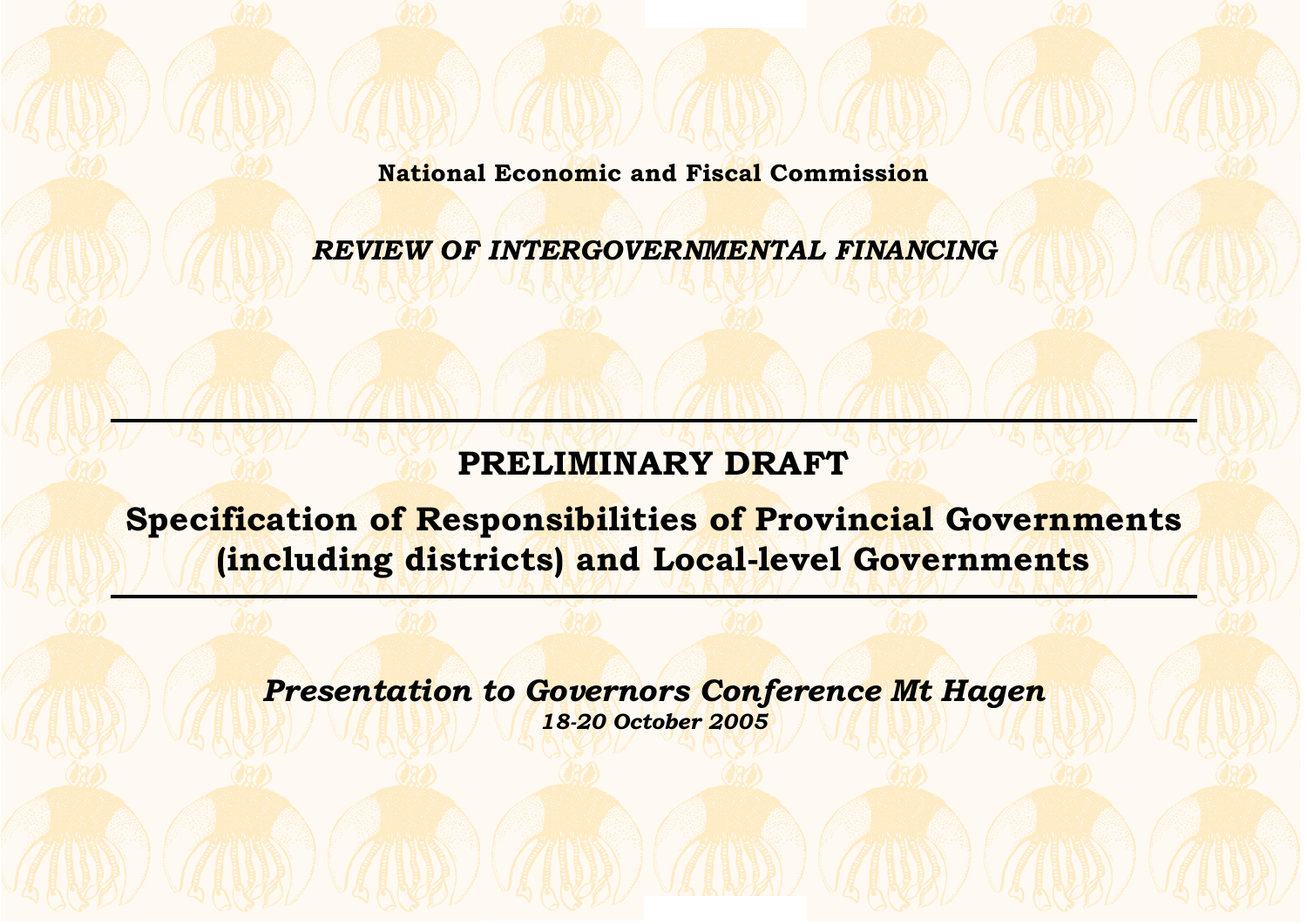**National Economic and Fiscal Commission**

***REVIEW OF INTERGOVERNMENTAL FINANCING***

# PRELIMINARY DRAFT

## Specification of Responsibilities of Provincial Governments (including districts) and Local-level Governments

***Presentation to Governors Conference Mt Hagen***

***18-20 October 2005***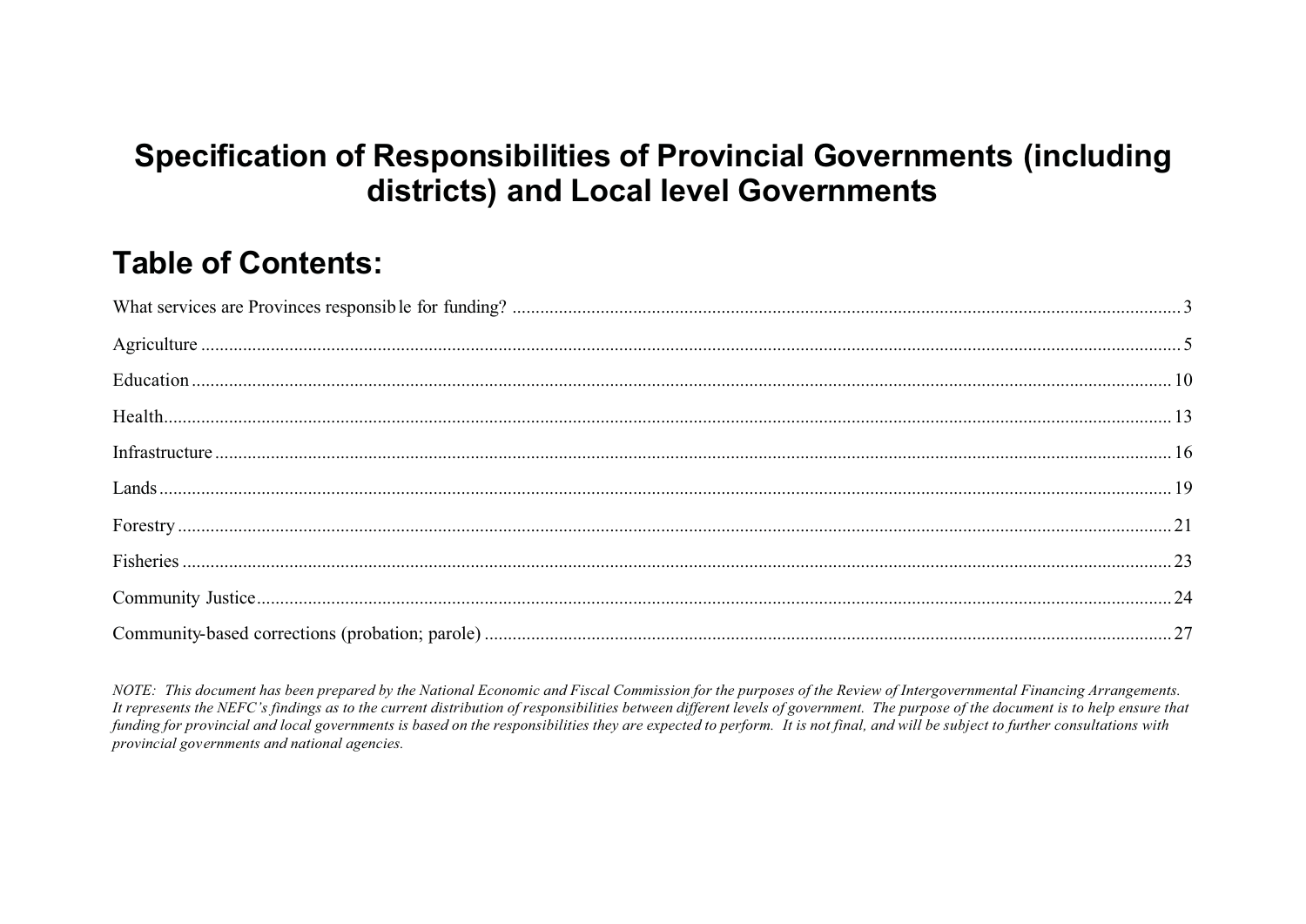# Specification of Responsibilities of Provincial Governments (including districts) and Local level Governments

## Table of Contents:

What services are Provinces responsible for funding? .......... 3

Agriculture .......... 5

Education .......... 10

Health .......... 13

Infrastructure .......... 16

Lands .......... 19

Forestry .......... 21

Fisheries .......... 23

Community Justice .......... 24

Community-based corrections (probation; parole) .......... 27

*NOTE: This document has been prepared by the National Economic and Fiscal Commission for the purposes of the Review of Intergovernmental Financing Arrangements. It represents the NEFC's findings as to the current distribution of responsibilities between different levels of government. The purpose of the document is to help ensure that funding for provincial and local governments is based on the responsibilities they are expected to perform. It is not final, and will be subject to further consultations with provincial governments and national agencies.*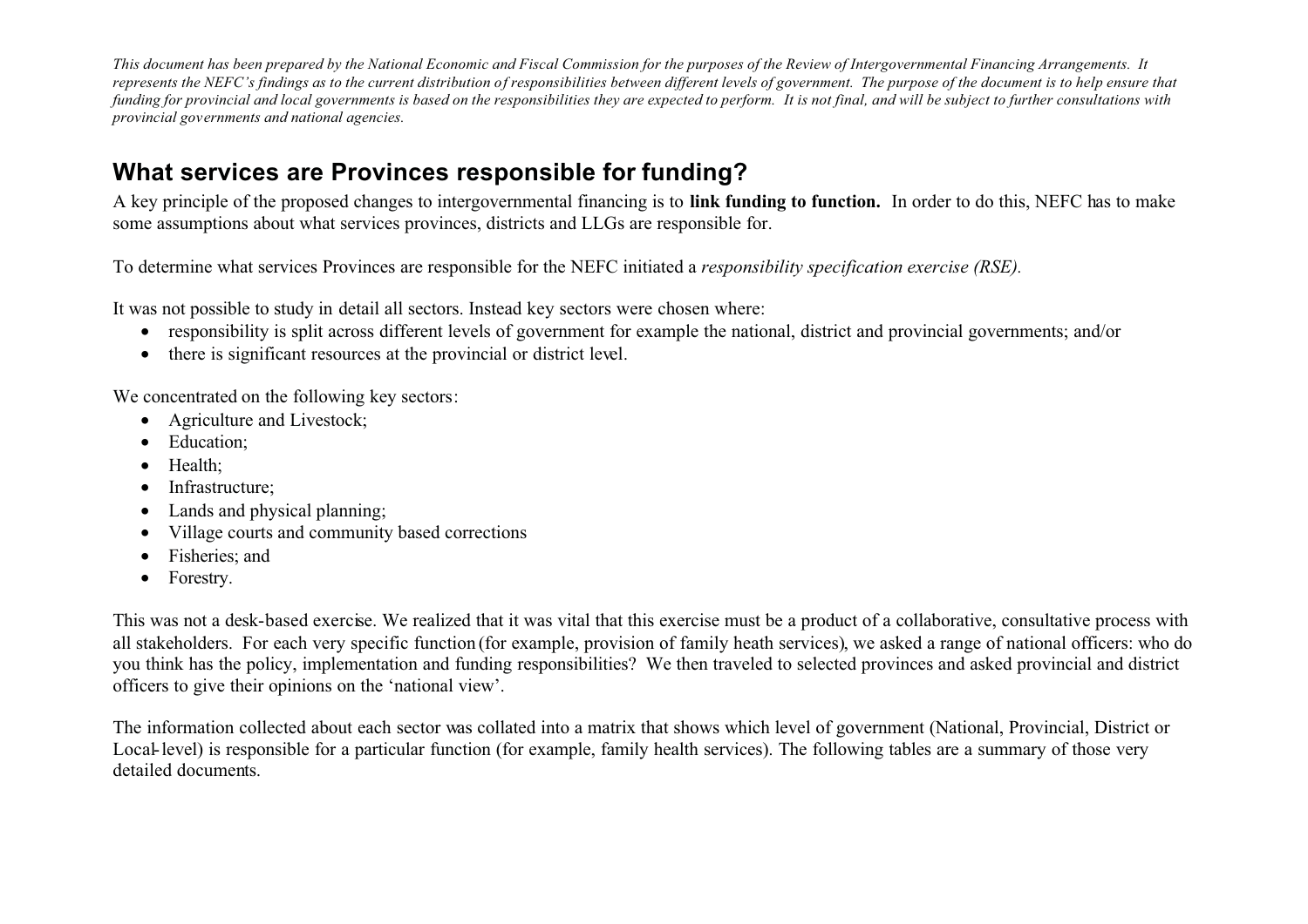*This document has been prepared by the National Economic and Fiscal Commission for the purposes of the Review of Intergovernmental Financing Arrangements. It represents the NEFC's findings as to the current distribution of responsibilities between different levels of government. The purpose of the document is to help ensure that funding for provincial and local governments is based on the responsibilities they are expected to perform. It is not final, and will be subject to further consultations with provincial governments and national agencies.*

## What services are Provinces responsible for funding?

A key principle of the proposed changes to intergovernmental financing is to **link funding to function.** In order to do this, NEFC has to make some assumptions about what services provinces, districts and LLGs are responsible for.

To determine what services Provinces are responsible for the NEFC initiated a *responsibility specification exercise (RSE).*

It was not possible to study in detail all sectors. Instead key sectors were chosen where:

- responsibility is split across different levels of government for example the national, district and provincial governments; and/or
- there is significant resources at the provincial or district level.

We concentrated on the following key sectors:

- Agriculture and Livestock;
- Education;
- Health;
- Infrastructure;
- Lands and physical planning;
- Village courts and community based corrections
- Fisheries; and
- Forestry.

This was not a desk-based exercise. We realized that it was vital that this exercise must be a product of a collaborative, consultative process with all stakeholders. For each very specific function (for example, provision of family heath services), we asked a range of national officers: who do you think has the policy, implementation and funding responsibilities? We then traveled to selected provinces and asked provincial and district officers to give their opinions on the 'national view'.

The information collected about each sector was collated into a matrix that shows which level of government (National, Provincial, District or Local-level) is responsible for a particular function (for example, family health services). The following tables are a summary of those very detailed documents.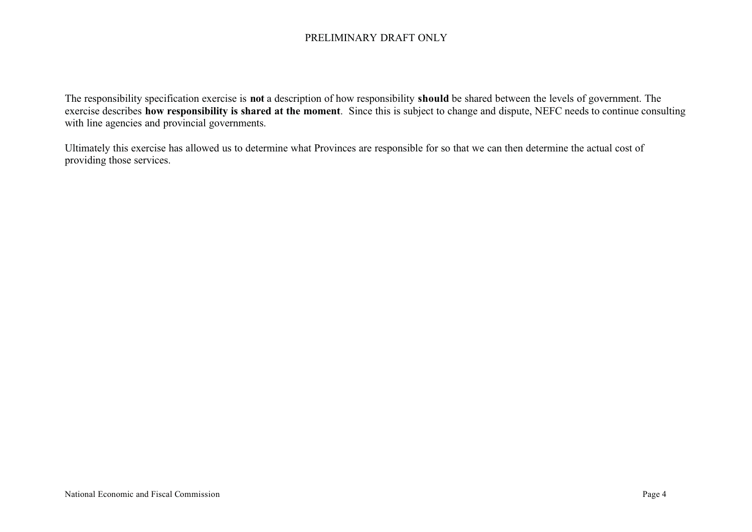The responsibility specification exercise is **not** a description of how responsibility **should** be shared between the levels of government. The exercise describes **how responsibility is shared at the moment**. Since this is subject to change and dispute, NEFC needs to continue consulting with line agencies and provincial governments.

Ultimately this exercise has allowed us to determine what Provinces are responsible for so that we can then determine the actual cost of providing those services.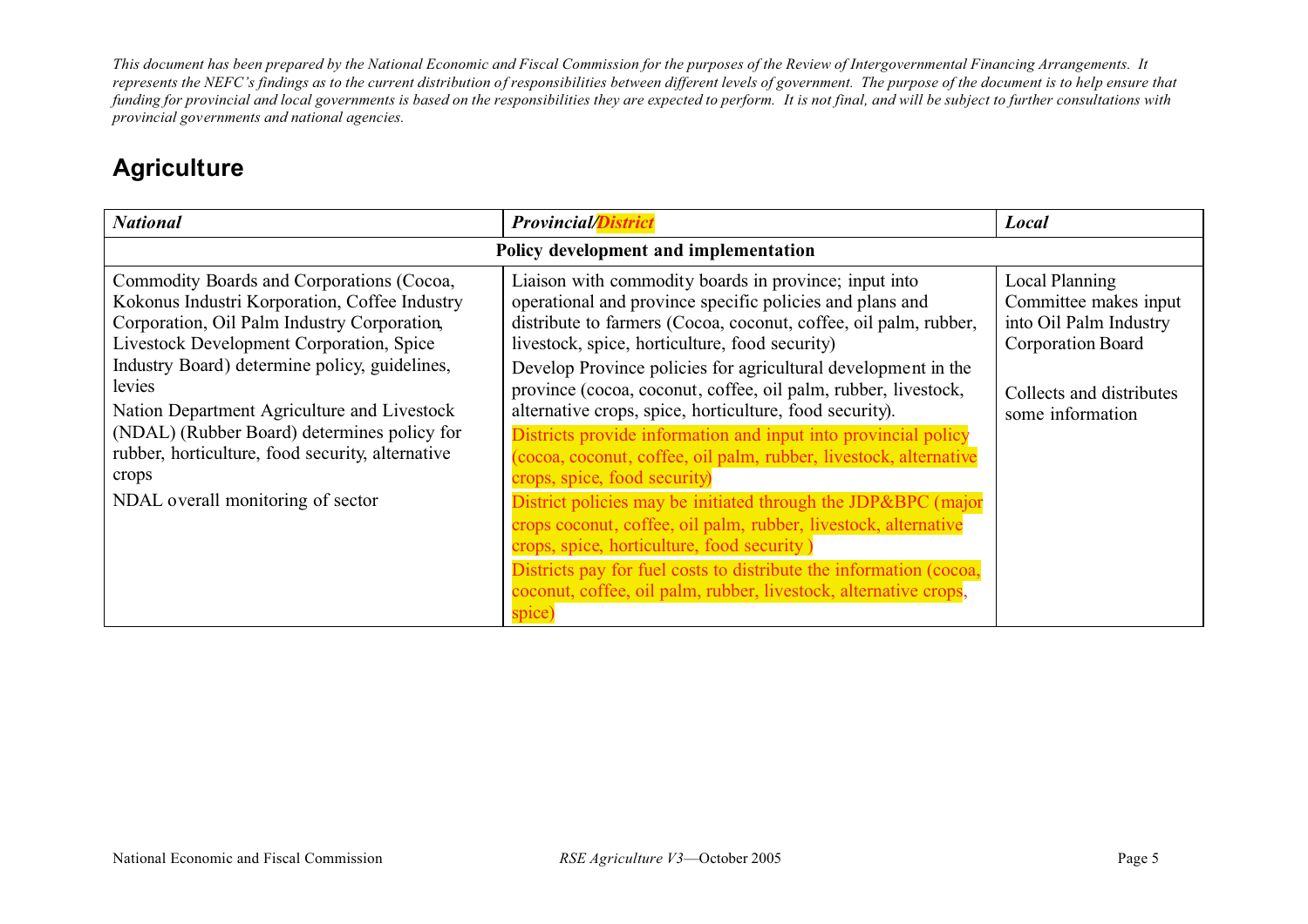*This document has been prepared by the National Economic and Fiscal Commission for the purposes of the Review of Intergovernmental Financing Arrangements. It represents the NEFC's findings as to the current distribution of responsibilities between different levels of government. The purpose of the document is to help ensure that funding for provincial and local governments is based on the responsibilities they are expected to perform. It is not final, and will be subject to further consultations with provincial governments and national agencies.*

## Agriculture

| ***National*** | ***Provincial/District*** | ***Local*** |
|---|---|---|
| **Policy development and implementation** | | |
| Commodity Boards and Corporations (Cocoa, Kokonus Industri Korporation, Coffee Industry Corporation, Oil Palm Industry Corporation, Livestock Development Corporation, Spice Industry Board) determine policy, guidelines, levies<br>Nation Department Agriculture and Livestock (NDAL) (Rubber Board) determines policy for rubber, horticulture, food security, alternative crops<br>NDAL overall monitoring of sector | Liaison with commodity boards in province; input into operational and province specific policies and plans and distribute to farmers (Cocoa, coconut, coffee, oil palm, rubber, livestock, spice, horticulture, food security)<br>Develop Province policies for agricultural development in the province (cocoa, coconut, coffee, oil palm, rubber, livestock, alternative crops, spice, horticulture, food security).<br>Districts provide information and input into provincial policy (cocoa, coconut, coffee, oil palm, rubber, livestock, alternative crops, spice, food security)<br>District policies may be initiated through the JDP&BPC (major crops coconut, coffee, oil palm, rubber, livestock, alternative crops, spice, horticulture, food security )<br>Districts pay for fuel costs to distribute the information (cocoa, coconut, coffee, oil palm, rubber, livestock, alternative crops, spice) | Local Planning Committee makes input into Oil Palm Industry Corporation Board<br><br>Collects and distributes some information |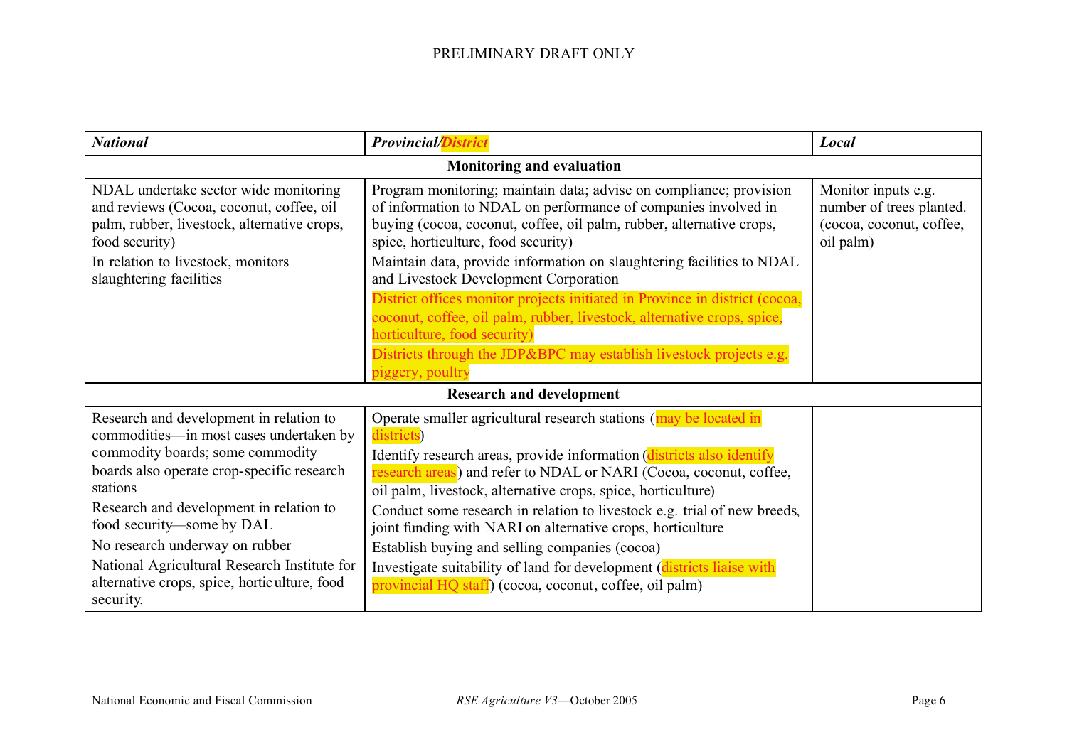| ***National*** | ***Provincial/District*** | ***Local*** |
|---|---|---|
| **Monitoring and evaluation** | | |
| NDAL undertake sector wide monitoring and reviews (Cocoa, coconut, coffee, oil palm, rubber, livestock, alternative crops, food security)<br>In relation to livestock, monitors slaughtering facilities | Program monitoring; maintain data; advise on compliance; provision of information to NDAL on performance of companies involved in buying (cocoa, coconut, coffee, oil palm, rubber, alternative crops, spice, horticulture, food security)<br>Maintain data, provide information on slaughtering facilities to NDAL and Livestock Development Corporation<br>District offices monitor projects initiated in Province in district (cocoa, coconut, coffee, oil palm, rubber, livestock, alternative crops, spice, horticulture, food security)<br>Districts through the JDP&BPC may establish livestock projects e.g. piggery, poultry | Monitor inputs e.g. number of trees planted. (cocoa, coconut, coffee, oil palm) |
| **Research and development** | | |
| Research and development in relation to commodities—in most cases undertaken by commodity boards; some commodity boards also operate crop-specific research stations<br>Research and development in relation to food security—some by DAL<br>No research underway on rubber<br>National Agricultural Research Institute for alternative crops, spice, horticulture, food security. | Operate smaller agricultural research stations (may be located in districts)<br>Identify research areas, provide information (districts also identify research areas) and refer to NDAL or NARI (Cocoa, coconut, coffee, oil palm, livestock, alternative crops, spice, horticulture)<br>Conduct some research in relation to livestock e.g. trial of new breeds, joint funding with NARI on alternative crops, horticulture<br>Establish buying and selling companies (cocoa)<br>Investigate suitability of land for development (districts liaise with provincial HQ staff) (cocoa, coconut, coffee, oil palm) | |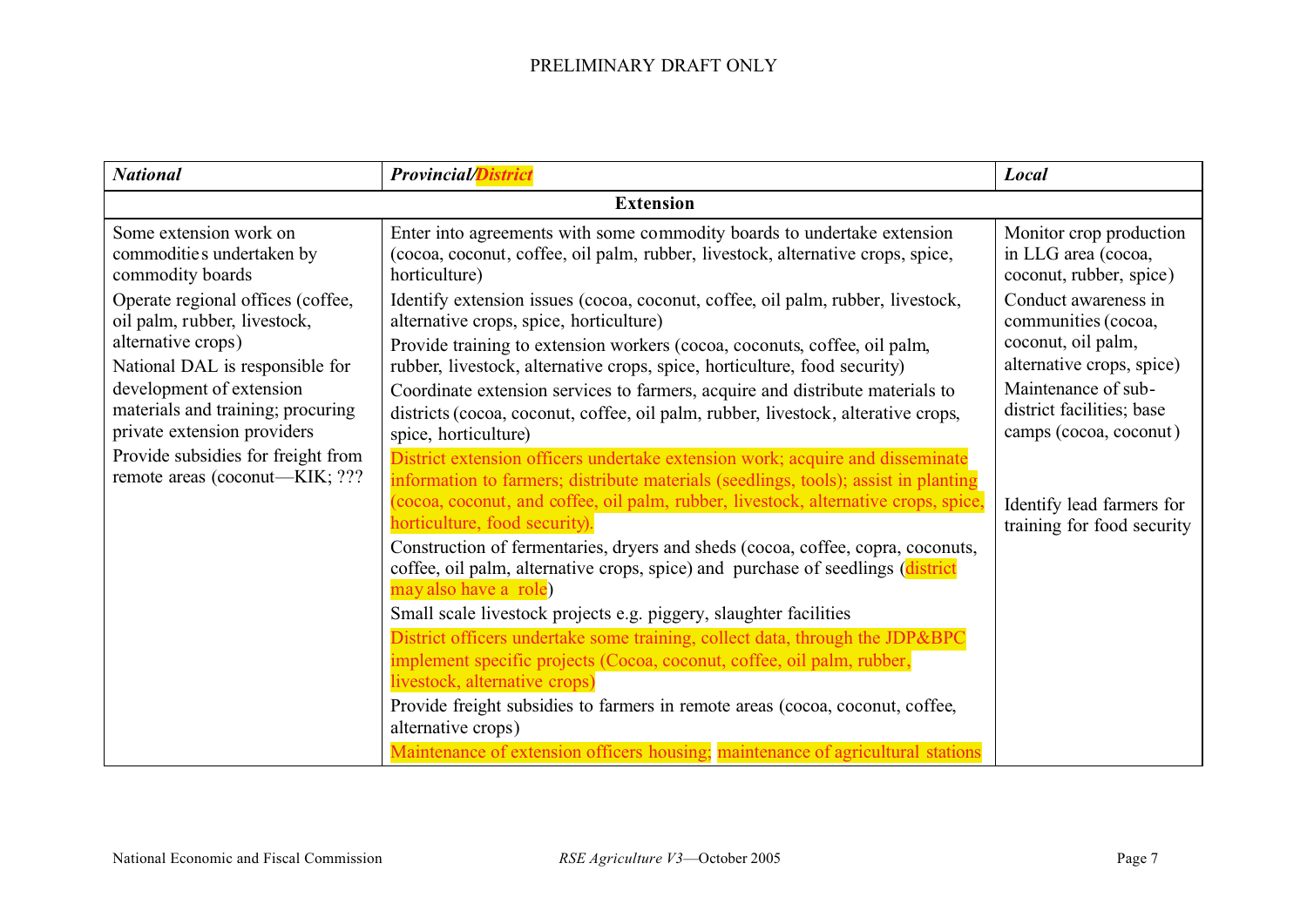| *National* | *Provincial/District* | *Local* |
|---|---|---|
| **Extension** | | |
| Some extension work on commodities undertaken by commodity boards<br>Operate regional offices (coffee, oil palm, rubber, livestock, alternative crops)<br>National DAL is responsible for development of extension materials and training; procuring private extension providers<br>Provide subsidies for freight from remote areas (coconut—KIK; ??? | Enter into agreements with some commodity boards to undertake extension (cocoa, coconut, coffee, oil palm, rubber, livestock, alternative crops, spice, horticulture)<br>Identify extension issues (cocoa, coconut, coffee, oil palm, rubber, livestock, alternative crops, spice, horticulture)<br>Provide training to extension workers (cocoa, coconuts, coffee, oil palm, rubber, livestock, alternative crops, spice, horticulture, food security)<br>Coordinate extension services to farmers, acquire and distribute materials to districts (cocoa, coconut, coffee, oil palm, rubber, livestock, alterative crops, spice, horticulture)<br>District extension officers undertake extension work; acquire and disseminate information to farmers; distribute materials (seedlings, tools); assist in planting (cocoa, coconut, and coffee, oil palm, rubber, livestock, alternative crops, spice, horticulture, food security).<br>Construction of fermentaries, dryers and sheds (cocoa, coffee, copra, coconuts, coffee, oil palm, alternative crops, spice) and purchase of seedlings (district may also have a role)<br>Small scale livestock projects e.g. piggery, slaughter facilities<br>District officers undertake some training, collect data, through the JDP&BPC implement specific projects (Cocoa, coconut, coffee, oil palm, rubber, livestock, alternative crops)<br>Provide freight subsidies to farmers in remote areas (cocoa, coconut, coffee, alternative crops)<br>Maintenance of extension officers housing; maintenance of agricultural stations | Monitor crop production in LLG area (cocoa, coconut, rubber, spice)<br>Conduct awareness in communities (cocoa, coconut, oil palm, alternative crops, spice)<br>Maintenance of sub-district facilities; base camps (cocoa, coconut)<br>Identify lead farmers for training for food security |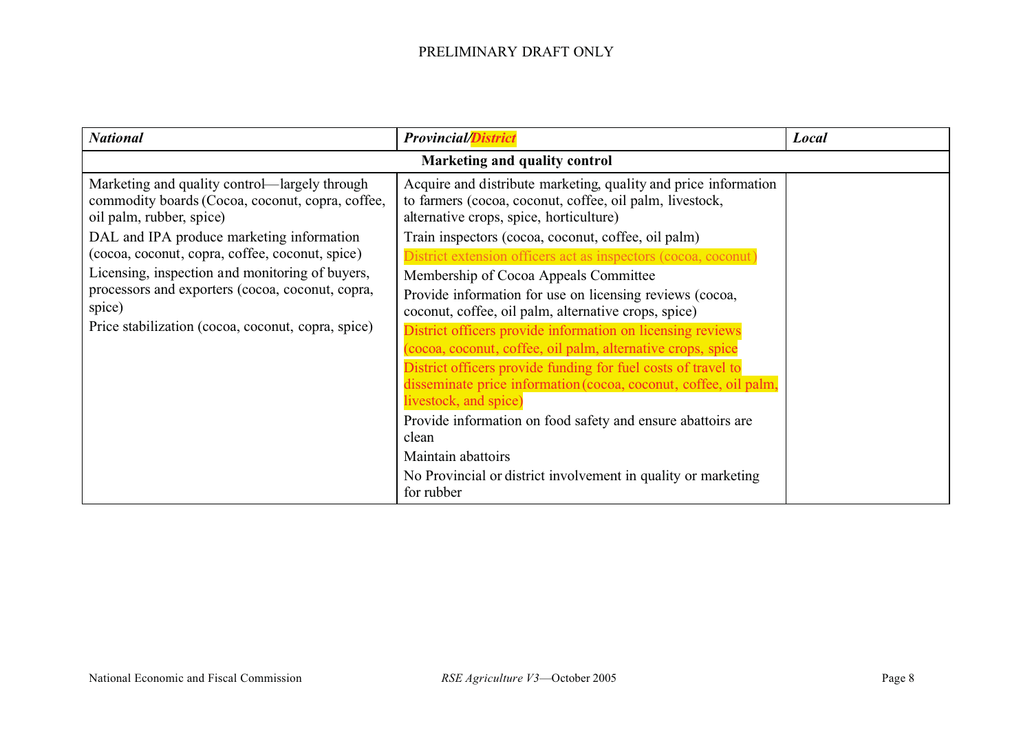| *National* | *Provincial/District* | *Local* |
|---|---|---|
| **Marketing and quality control** | | |
| Marketing and quality control—largely through commodity boards (Cocoa, coconut, copra, coffee, oil palm, rubber, spice)<br>DAL and IPA produce marketing information (cocoa, coconut, copra, coffee, coconut, spice)<br>Licensing, inspection and monitoring of buyers, processors and exporters (cocoa, coconut, copra, spice)<br>Price stabilization (cocoa, coconut, copra, spice) | Acquire and distribute marketing, quality and price information to farmers (cocoa, coconut, coffee, oil palm, livestock, alternative crops, spice, horticulture)<br>Train inspectors (cocoa, coconut, coffee, oil palm)<br>District extension officers act as inspectors (cocoa, coconut)<br>Membership of Cocoa Appeals Committee<br>Provide information for use on licensing reviews (cocoa, coconut, coffee, oil palm, alternative crops, spice)<br>District officers provide information on licensing reviews (cocoa, coconut, coffee, oil palm, alternative crops, spice<br>District officers provide funding for fuel costs of travel to disseminate price information (cocoa, coconut, coffee, oil palm, livestock, and spice)<br>Provide information on food safety and ensure abattoirs are clean<br>Maintain abattoirs<br>No Provincial or district involvement in quality or marketing for rubber | |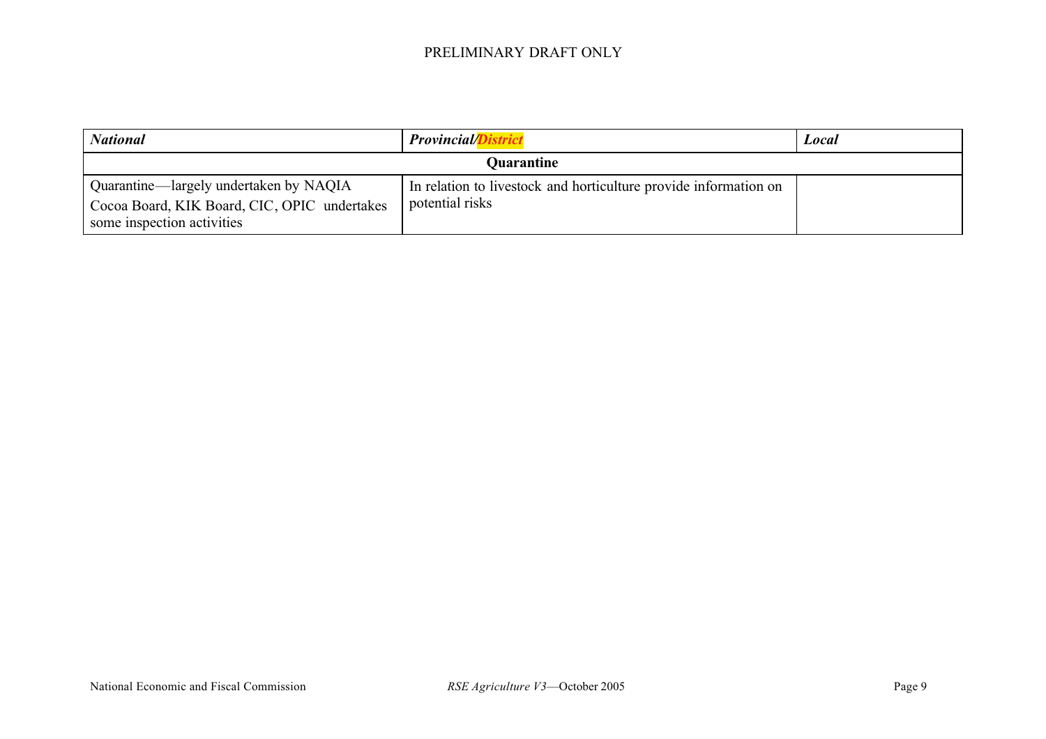| ***National*** | ***Provincial/District*** | ***Local*** |
|---|---|---|
| **Quarantine** | | |
| Quarantine—largely undertaken by NAQIA<br>Cocoa Board, KIK Board, CIC, OPIC undertakes some inspection activities | In relation to livestock and horticulture provide information on potential risks | |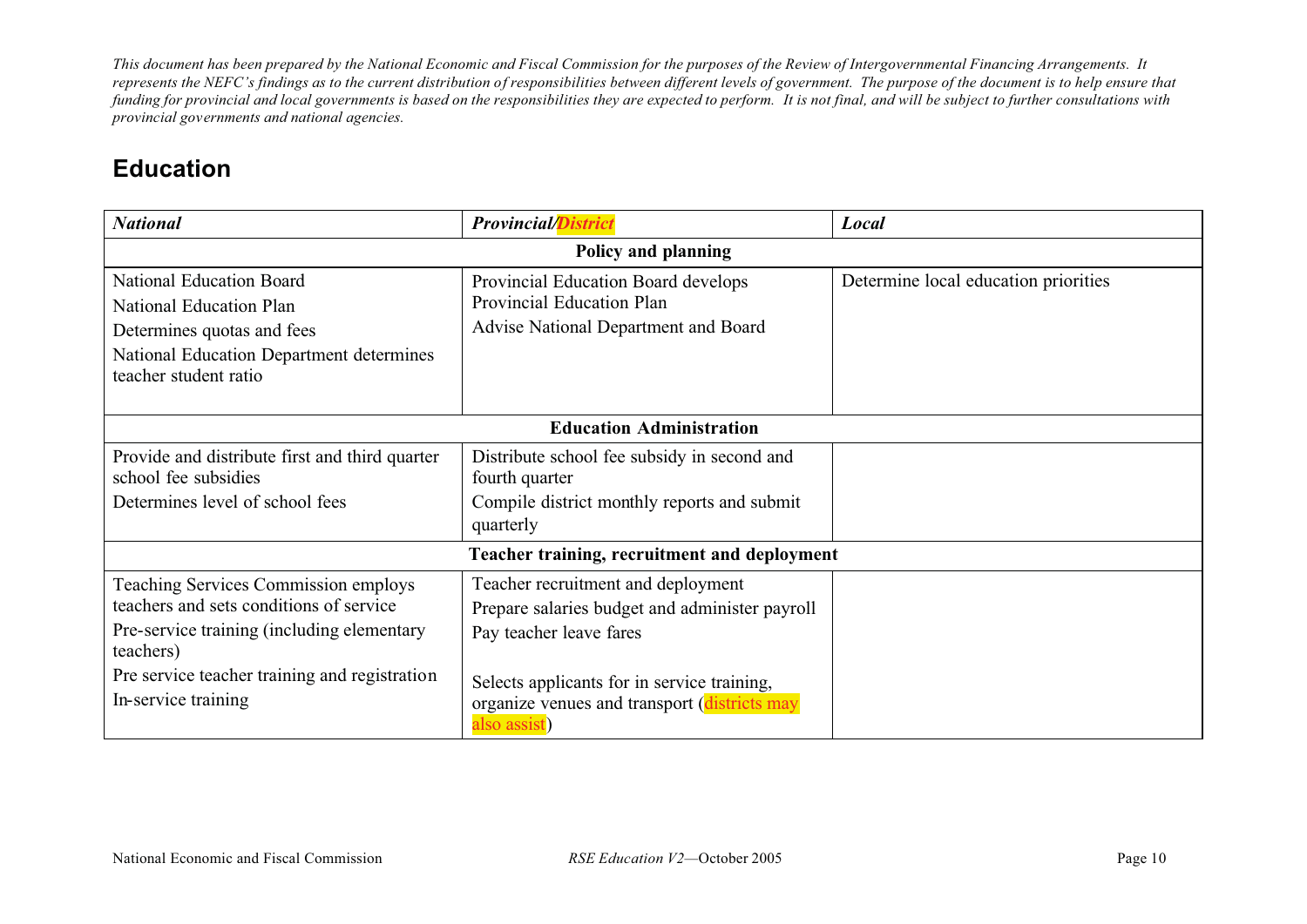*This document has been prepared by the National Economic and Fiscal Commission for the purposes of the Review of Intergovernmental Financing Arrangements. It represents the NEFC's findings as to the current distribution of responsibilities between different levels of government. The purpose of the document is to help ensure that funding for provincial and local governments is based on the responsibilities they are expected to perform. It is not final, and will be subject to further consultations with provincial governments and national agencies.*

## Education

| ***National*** | ***Provincial/District*** | ***Local*** |
|---|---|---|
| **Policy and planning** | | |
| National Education Board<br>National Education Plan<br>Determines quotas and fees<br>National Education Department determines teacher student ratio | Provincial Education Board develops Provincial Education Plan<br>Advise National Department and Board | Determine local education priorities |
| **Education Administration** | | |
| Provide and distribute first and third quarter school fee subsidies<br>Determines level of school fees | Distribute school fee subsidy in second and fourth quarter<br>Compile district monthly reports and submit quarterly | |
| **Teacher training, recruitment and deployment** | | |
| Teaching Services Commission employs teachers and sets conditions of service<br>Pre-service training (including elementary teachers)<br>Pre service teacher training and registration<br>In-service training | Teacher recruitment and deployment<br>Prepare salaries budget and administer payroll<br>Pay teacher leave fares<br><br>Selects applicants for in service training, organize venues and transport (districts may also assist) | |

National Economic and Fiscal Commission — *RSE Education V2*—October 2005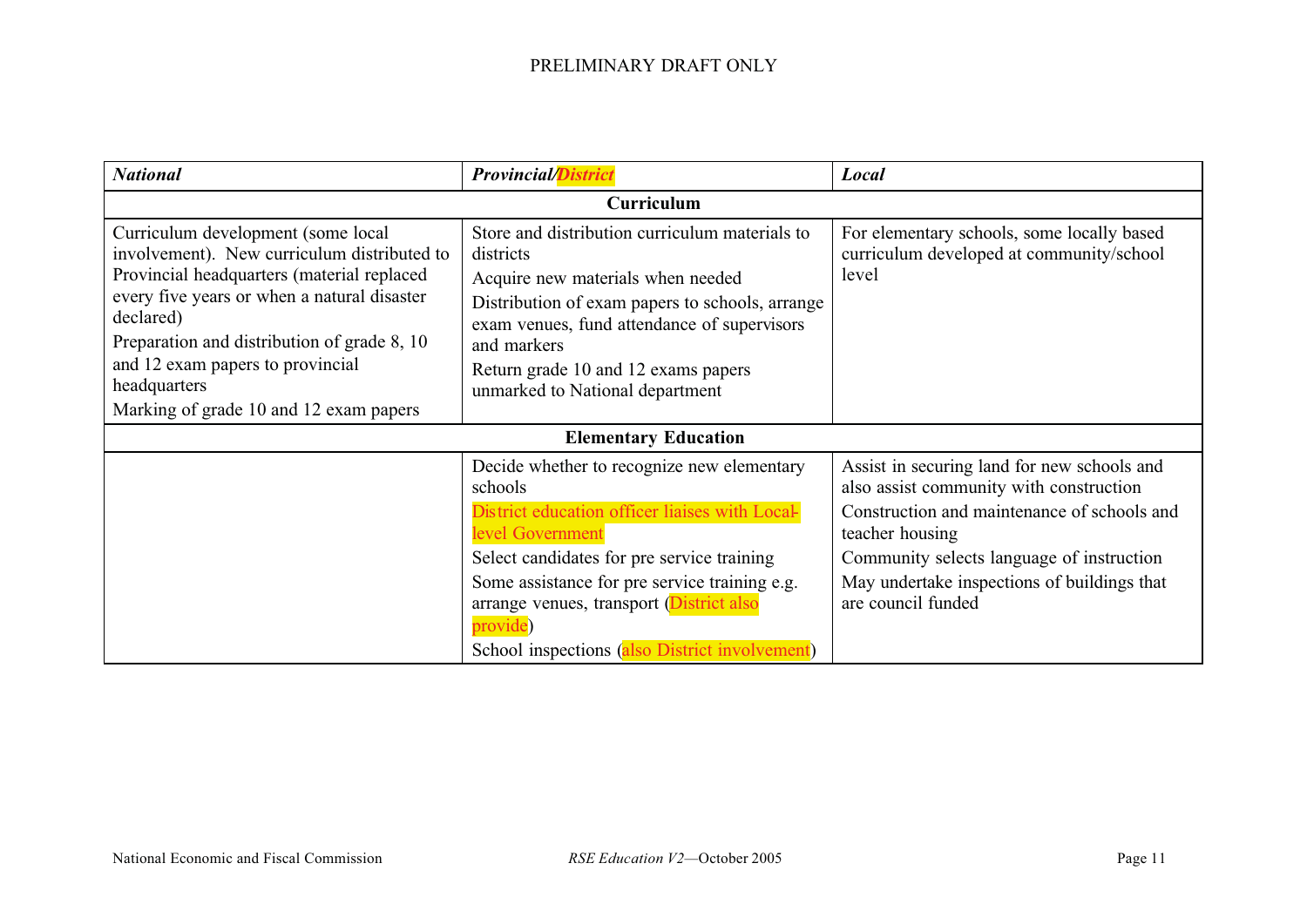| *National* | *Provincial/District* | *Local* |
|---|---|---|
| **Curriculum** | | |
| Curriculum development (some local involvement). New curriculum distributed to Provincial headquarters (material replaced every five years or when a natural disaster declared)<br>Preparation and distribution of grade 8, 10 and 12 exam papers to provincial headquarters<br>Marking of grade 10 and 12 exam papers | Store and distribution curriculum materials to districts<br>Acquire new materials when needed<br>Distribution of exam papers to schools, arrange exam venues, fund attendance of supervisors and markers<br>Return grade 10 and 12 exams papers unmarked to National department | For elementary schools, some locally based curriculum developed at community/school level |
| **Elementary Education** | | |
| | Decide whether to recognize new elementary schools<br>District education officer liaises with Local-level Government<br>Select candidates for pre service training<br>Some assistance for pre service training e.g. arrange venues, transport (District also provide)<br>School inspections (also District involvement) | Assist in securing land for new schools and also assist community with construction<br>Construction and maintenance of schools and teacher housing<br>Community selects language of instruction<br>May undertake inspections of buildings that are council funded |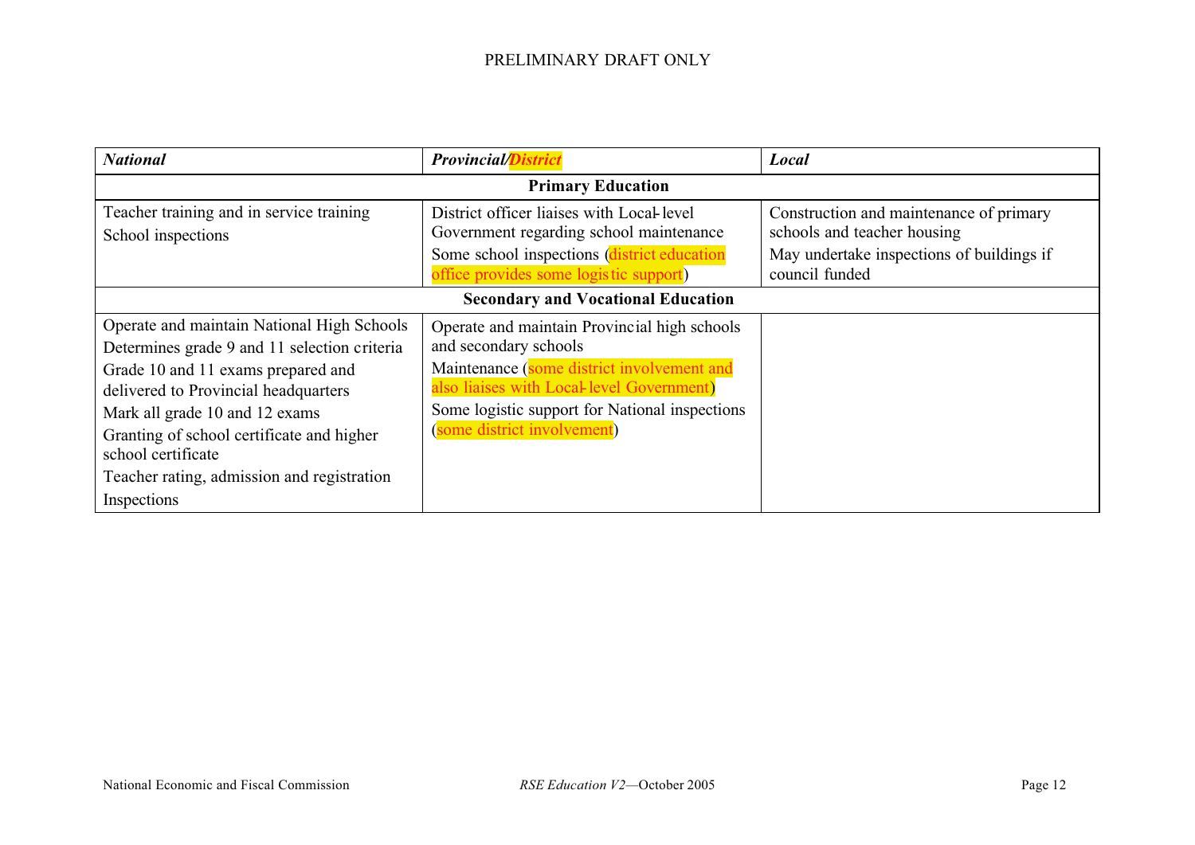| ***National*** | ***Provincial/District*** | ***Local*** |
|---|---|---|
| **Primary Education** | | |
| Teacher training and in service training<br>School inspections | District officer liaises with Local-level Government regarding school maintenance<br>Some school inspections (district education office provides some logistic support) | Construction and maintenance of primary schools and teacher housing<br>May undertake inspections of buildings if council funded |
| **Secondary and Vocational Education** | | |
| Operate and maintain National High Schools<br>Determines grade 9 and 11 selection criteria<br>Grade 10 and 11 exams prepared and delivered to Provincial headquarters<br>Mark all grade 10 and 12 exams<br>Granting of school certificate and higher school certificate<br>Teacher rating, admission and registration<br>Inspections | Operate and maintain Provincial high schools and secondary schools<br>Maintenance (some district involvement and also liaises with Local-level Government)<br>Some logistic support for National inspections (some district involvement) | |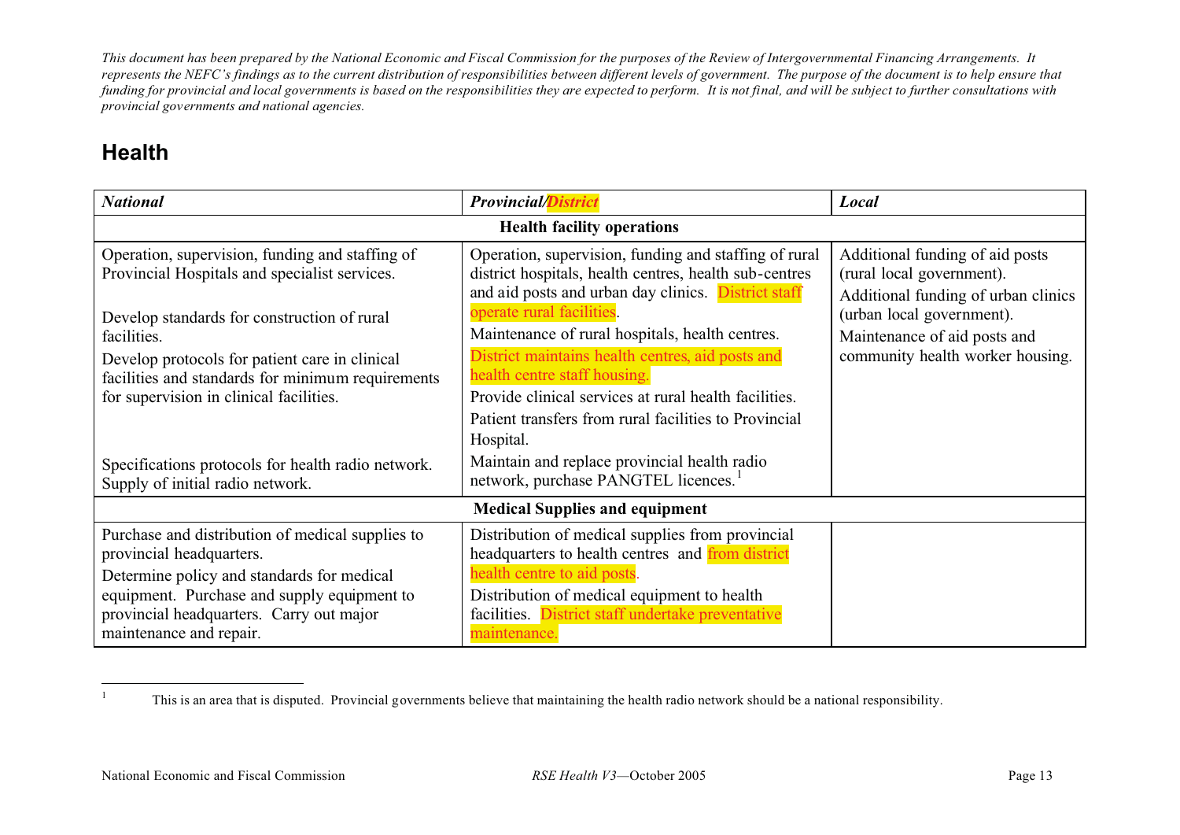*This document has been prepared by the National Economic and Fiscal Commission for the purposes of the Review of Intergovernmental Financing Arrangements. It represents the NEFC's findings as to the current distribution of responsibilities between different levels of government. The purpose of the document is to help ensure that funding for provincial and local governments is based on the responsibilities they are expected to perform. It is not final, and will be subject to further consultations with provincial governments and national agencies.*

## Health

| ***National*** | ***Provincial/District*** | ***Local*** |
|---|---|---|
| **Health facility operations** | | |
| Operation, supervision, funding and staffing of Provincial Hospitals and specialist services.<br><br>Develop standards for construction of rural facilities.<br><br>Develop protocols for patient care in clinical facilities and standards for minimum requirements for supervision in clinical facilities.<br><br>Specifications protocols for health radio network. Supply of initial radio network. | Operation, supervision, funding and staffing of rural district hospitals, health centres, health sub-centres and aid posts and urban day clinics. District staff operate rural facilities.<br><br>Maintenance of rural hospitals, health centres.<br><br>District maintains health centres, aid posts and health centre staff housing.<br><br>Provide clinical services at rural health facilities.<br><br>Patient transfers from rural facilities to Provincial Hospital.<br><br>Maintain and replace provincial health radio network, purchase PANGTEL licences.[1] | Additional funding of aid posts (rural local government).<br><br>Additional funding of urban clinics (urban local government).<br><br>Maintenance of aid posts and community health worker housing. |
| **Medical Supplies and equipment** | | |
| Purchase and distribution of medical supplies to provincial headquarters.<br><br>Determine policy and standards for medical equipment. Purchase and supply equipment to provincial headquarters. Carry out major maintenance and repair. | Distribution of medical supplies from provincial headquarters to health centres and from district health centre to aid posts.<br><br>Distribution of medical equipment to health facilities. District staff undertake preventative maintenance. | |

[1] This is an area that is disputed. Provincial governments believe that maintaining the health radio network should be a national responsibility.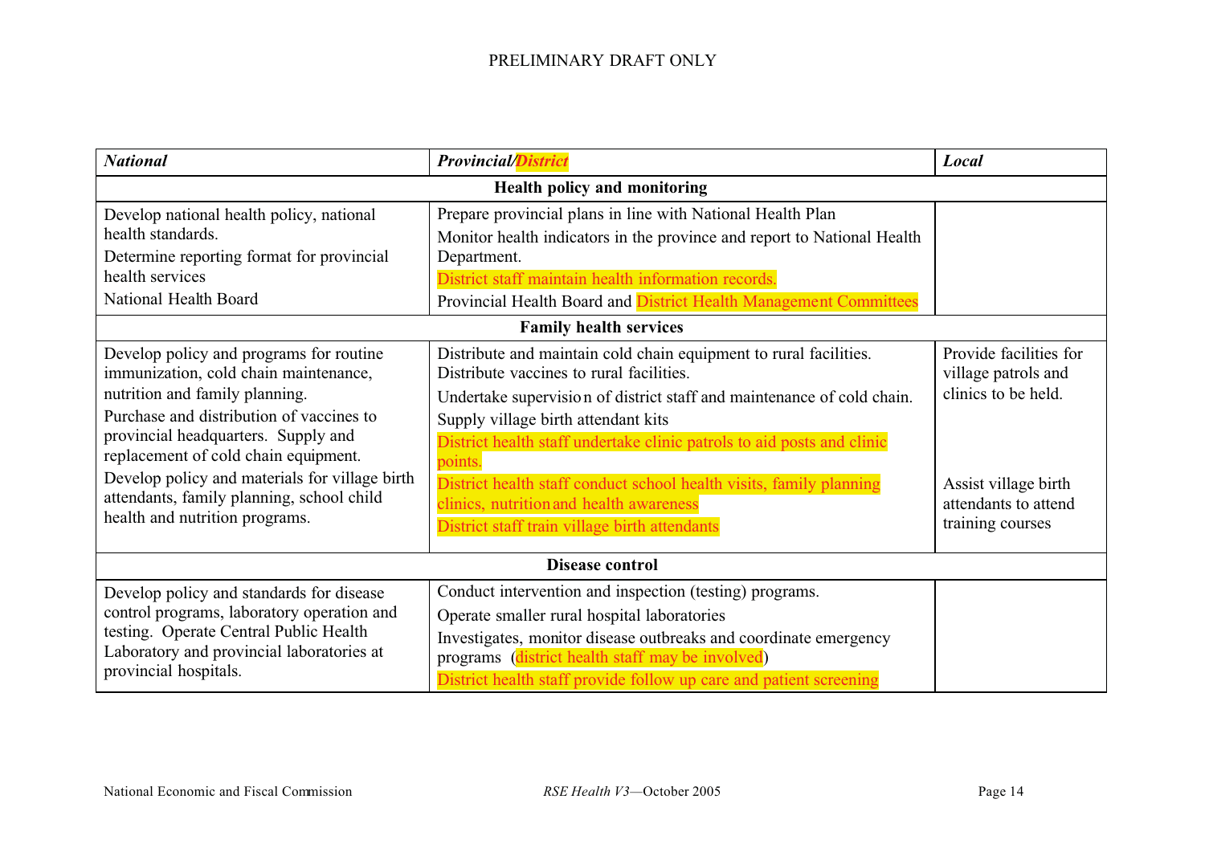| *National* | *Provincial/District* | *Local* |
|---|---|---|
| **Health policy and monitoring** | | |
| Develop national health policy, national health standards.<br>Determine reporting format for provincial health services<br>National Health Board | Prepare provincial plans in line with National Health Plan<br>Monitor health indicators in the province and report to National Health Department.<br>District staff maintain health information records.<br>Provincial Health Board and District Health Management Committees | |
| **Family health services** | | |
| Develop policy and programs for routine immunization, cold chain maintenance, nutrition and family planning.<br>Purchase and distribution of vaccines to provincial headquarters. Supply and replacement of cold chain equipment.<br>Develop policy and materials for village birth attendants, family planning, school child health and nutrition programs. | Distribute and maintain cold chain equipment to rural facilities. Distribute vaccines to rural facilities.<br>Undertake supervision of district staff and maintenance of cold chain.<br>Supply village birth attendant kits<br>District health staff undertake clinic patrols to aid posts and clinic points.<br>District health staff conduct school health visits, family planning clinics, nutrition and health awareness<br>District staff train village birth attendants | Provide facilities for village patrols and clinics to be held.<br><br>Assist village birth attendants to attend training courses |
| **Disease control** | | |
| Develop policy and standards for disease control programs, laboratory operation and testing. Operate Central Public Health Laboratory and provincial laboratories at provincial hospitals. | Conduct intervention and inspection (testing) programs.<br>Operate smaller rural hospital laboratories<br>Investigates, monitor disease outbreaks and coordinate emergency programs (district health staff may be involved)<br>District health staff provide follow up care and patient screening | |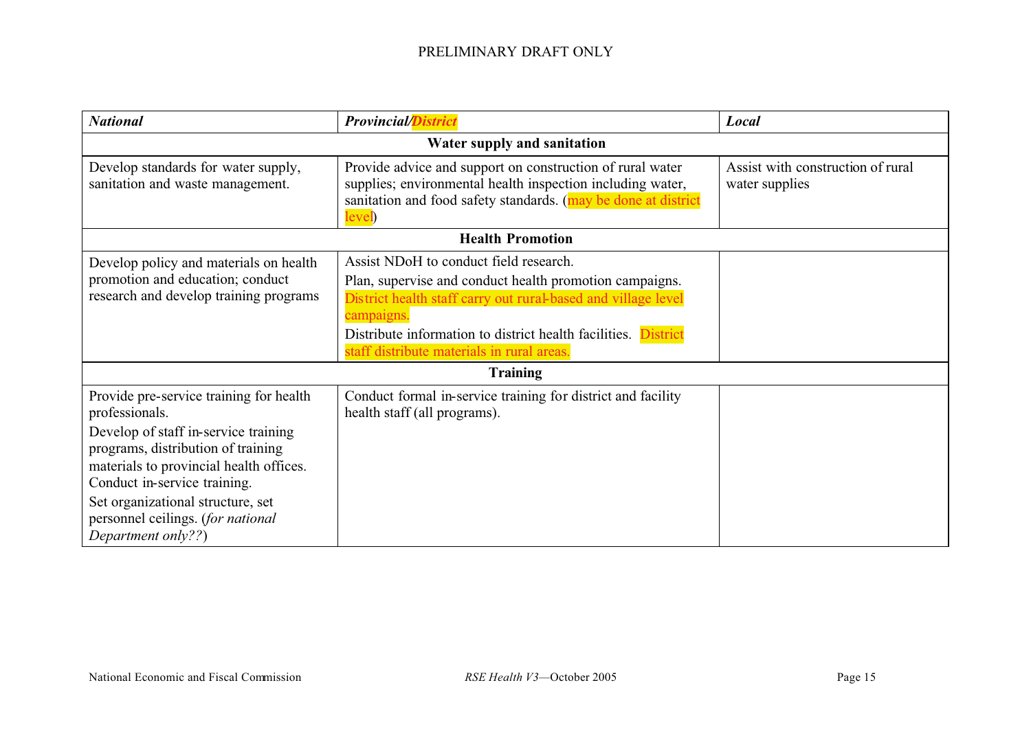| *National* | *Provincial/District* | *Local* |
|---|---|---|
| **Water supply and sanitation** | | |
| Develop standards for water supply, sanitation and waste management. | Provide advice and support on construction of rural water supplies; environmental health inspection including water, sanitation and food safety standards. (may be done at district level) | Assist with construction of rural water supplies |
| **Health Promotion** | | |
| Develop policy and materials on health promotion and education; conduct research and develop training programs | Assist NDoH to conduct field research.<br>Plan, supervise and conduct health promotion campaigns. District health staff carry out rural-based and village level campaigns.<br>Distribute information to district health facilities. District staff distribute materials in rural areas. | |
| **Training** | | |
| Provide pre-service training for health professionals.<br>Develop of staff in-service training programs, distribution of training materials to provincial health offices. Conduct in-service training.<br>Set organizational structure, set personnel ceilings. (*for national Department only??*) | Conduct formal in-service training for district and facility health staff (all programs). | |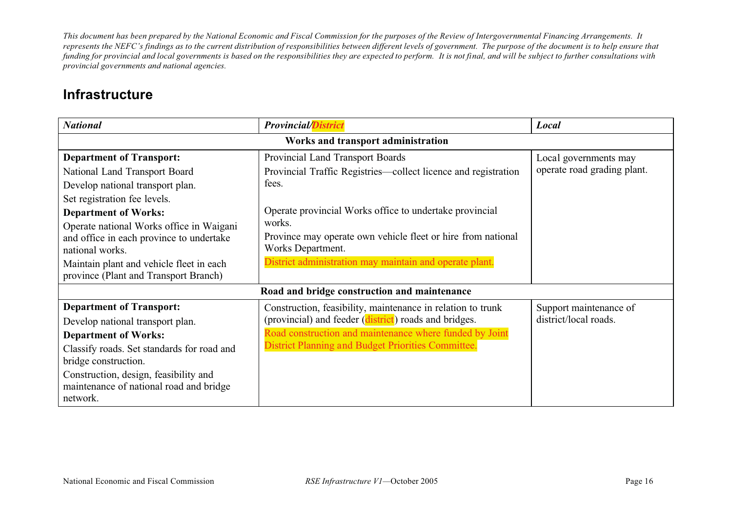*This document has been prepared by the National Economic and Fiscal Commission for the purposes of the Review of Intergovernmental Financing Arrangements. It represents the NEFC's findings as to the current distribution of responsibilities between different levels of government. The purpose of the document is to help ensure that funding for provincial and local governments is based on the responsibilities they are expected to perform. It is not final, and will be subject to further consultations with provincial governments and national agencies.*

## Infrastructure

| ***National*** | ***Provincial/District*** | ***Local*** |
|---|---|---|
| **Works and transport administration** | | |
| **Department of Transport:**<br>National Land Transport Board<br>Develop national transport plan.<br>Set registration fee levels.<br>**Department of Works:**<br>Operate national Works office in Waigani and office in each province to undertake national works.<br>Maintain plant and vehicle fleet in each province (Plant and Transport Branch) | Provincial Land Transport Boards<br>Provincial Traffic Registries—collect licence and registration fees.<br><br>Operate provincial Works office to undertake provincial works.<br>Province may operate own vehicle fleet or hire from national Works Department.<br>District administration may maintain and operate plant. | Local governments may operate road grading plant. |
| **Road and bridge construction and maintenance** | | |
| **Department of Transport:**<br>Develop national transport plan.<br>**Department of Works:**<br>Classify roads. Set standards for road and bridge construction.<br>Construction, design, feasibility and maintenance of national road and bridge network. | Construction, feasibility, maintenance in relation to trunk (provincial) and feeder (district) roads and bridges.<br>Road construction and maintenance where funded by Joint District Planning and Budget Priorities Committee. | Support maintenance of district/local roads. |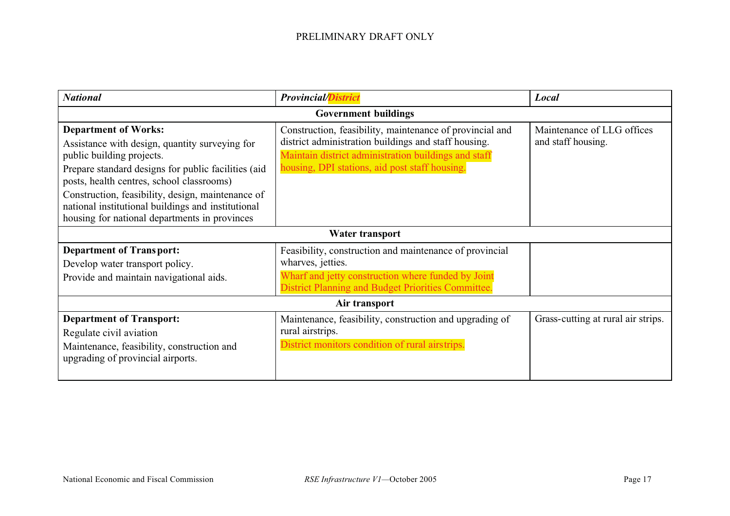| *National* | *Provincial/District* | *Local* |
|---|---|---|
| **Government buildings** | | |
| **Department of Works:**<br>Assistance with design, quantity surveying for public building projects.<br>Prepare standard designs for public facilities (aid posts, health centres, school classrooms)<br>Construction, feasibility, design, maintenance of national institutional buildings and institutional housing for national departments in provinces | Construction, feasibility, maintenance of provincial and district administration buildings and staff housing.<br>Maintain district administration buildings and staff housing, DPI stations, aid post staff housing. | Maintenance of LLG offices and staff housing. |
| **Water transport** | | |
| **Department of Transport:**<br>Develop water transport policy.<br>Provide and maintain navigational aids. | Feasibility, construction and maintenance of provincial wharves, jetties.<br>Wharf and jetty construction where funded by Joint District Planning and Budget Priorities Committee. | |
| **Air transport** | | |
| **Department of Transport:**<br>Regulate civil aviation<br>Maintenance, feasibility, construction and upgrading of provincial airports. | Maintenance, feasibility, construction and upgrading of rural airstrips.<br>District monitors condition of rural airstrips. | Grass-cutting at rural air strips. |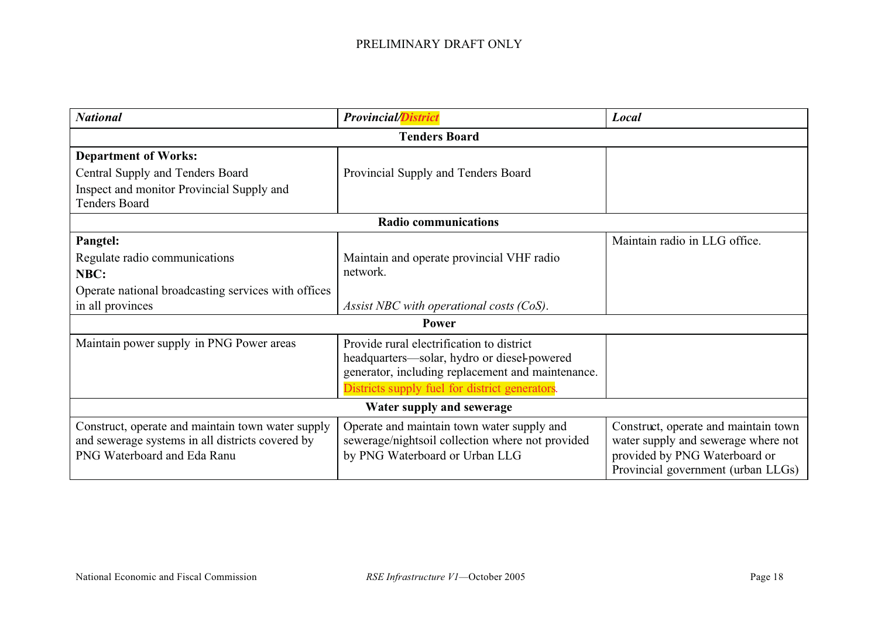| ***National*** | ***Provincial/District*** | ***Local*** |
|---|---|---|
| **Tenders Board** | | |
| **Department of Works:**<br>Central Supply and Tenders Board<br>Inspect and monitor Provincial Supply and Tenders Board | Provincial Supply and Tenders Board | |
| **Radio communications** | | |
| **Pangtel:**<br>Regulate radio communications<br>**NBC:**<br>Operate national broadcasting services with offices in all provinces | Maintain and operate provincial VHF radio network.<br>*Assist NBC with operational costs (CoS)*. | Maintain radio in LLG office. |
| **Power** | | |
| Maintain power supply in PNG Power areas | Provide rural electrification to district headquarters—solar, hydro or diesel-powered generator, including replacement and maintenance.<br>Districts supply fuel for district generators. | |
| **Water supply and sewerage** | | |
| Construct, operate and maintain town water supply and sewerage systems in all districts covered by PNG Waterboard and Eda Ranu | Operate and maintain town water supply and sewerage/nightsoil collection where not provided by PNG Waterboard or Urban LLG | Construct, operate and maintain town water supply and sewerage where not provided by PNG Waterboard or Provincial government (urban LLGs) |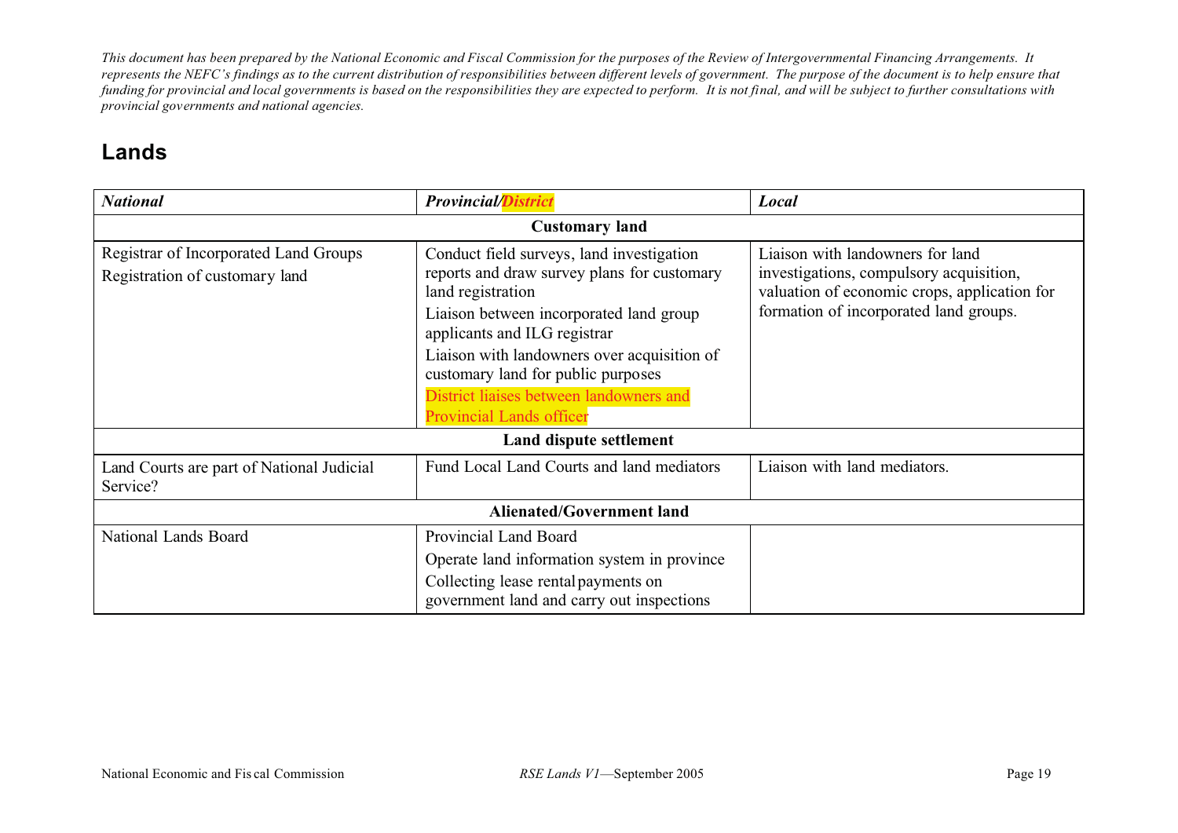*This document has been prepared by the National Economic and Fiscal Commission for the purposes of the Review of Intergovernmental Financing Arrangements. It represents the NEFC's findings as to the current distribution of responsibilities between different levels of government. The purpose of the document is to help ensure that funding for provincial and local governments is based on the responsibilities they are expected to perform. It is not final, and will be subject to further consultations with provincial governments and national agencies.*

## Lands

| ***National*** | ***Provincial/District*** | ***Local*** |
|---|---|---|
| **Customary land** | | |
| Registrar of Incorporated Land Groups<br>Registration of customary land | Conduct field surveys, land investigation reports and draw survey plans for customary land registration<br>Liaison between incorporated land group applicants and ILG registrar<br>Liaison with landowners over acquisition of customary land for public purposes<br>District liaises between landowners and Provincial Lands officer | Liaison with landowners for land investigations, compulsory acquisition, valuation of economic crops, application for formation of incorporated land groups. |
| **Land dispute settlement** | | |
| Land Courts are part of National Judicial Service? | Fund Local Land Courts and land mediators | Liaison with land mediators. |
| **Alienated/Government land** | | |
| National Lands Board | Provincial Land Board<br>Operate land information system in province<br>Collecting lease rental payments on government land and carry out inspections | |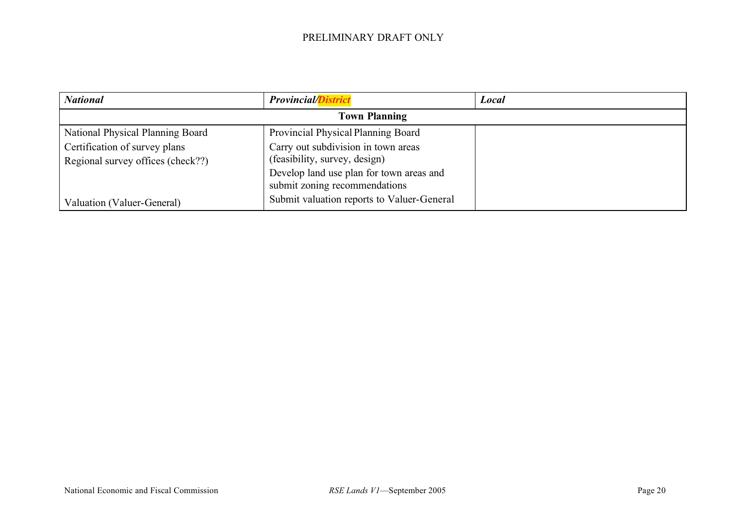| *National* | *Provincial/District* | *Local* |
|---|---|---|
| **Town Planning** | | |
| National Physical Planning Board | Provincial Physical Planning Board | |
| Certification of survey plans<br>Regional survey offices (check??) | Carry out subdivision in town areas (feasibility, survey, design) | |
| | Develop land use plan for town areas and submit zoning recommendations | |
| Valuation (Valuer-General) | Submit valuation reports to Valuer-General | |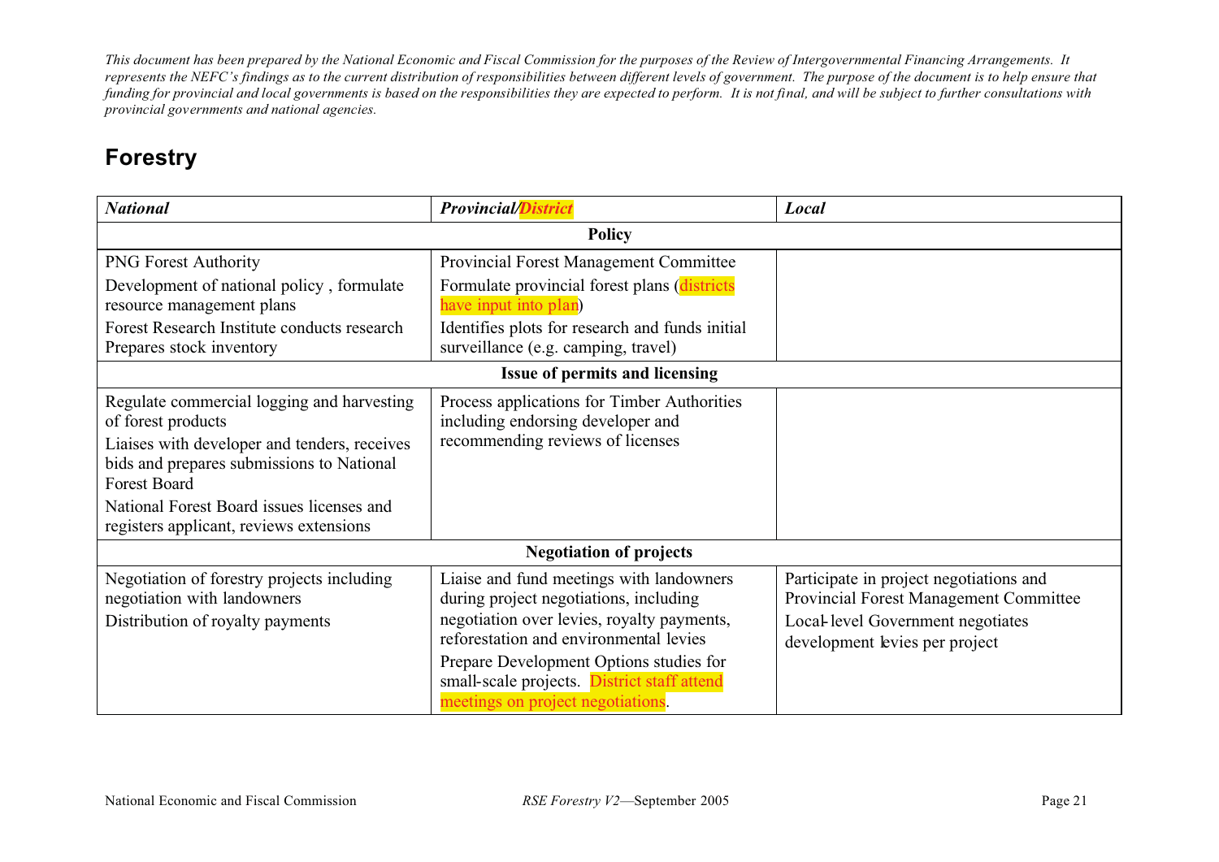*This document has been prepared by the National Economic and Fiscal Commission for the purposes of the Review of Intergovernmental Financing Arrangements. It represents the NEFC's findings as to the current distribution of responsibilities between different levels of government. The purpose of the document is to help ensure that funding for provincial and local governments is based on the responsibilities they are expected to perform. It is not final, and will be subject to further consultations with provincial governments and national agencies.*

## Forestry

| *National* | *Provincial/District* | *Local* |
|---|---|---|
| **Policy** | | |
| PNG Forest Authority<br>Development of national policy , formulate resource management plans<br>Forest Research Institute conducts research<br>Prepares stock inventory | Provincial Forest Management Committee<br>Formulate provincial forest plans (districts have input into plan)<br>Identifies plots for research and funds initial surveillance (e.g. camping, travel) | |
| **Issue of permits and licensing** | | |
| Regulate commercial logging and harvesting of forest products<br>Liaises with developer and tenders, receives bids and prepares submissions to National Forest Board<br>National Forest Board issues licenses and registers applicant, reviews extensions | Process applications for Timber Authorities including endorsing developer and recommending reviews of licenses | |
| **Negotiation of projects** | | |
| Negotiation of forestry projects including negotiation with landowners<br>Distribution of royalty payments | Liaise and fund meetings with landowners during project negotiations, including negotiation over levies, royalty payments, reforestation and environmental levies<br>Prepare Development Options studies for small-scale projects. District staff attend meetings on project negotiations. | Participate in project negotiations and Provincial Forest Management Committee<br>Local-level Government negotiates development levies per project |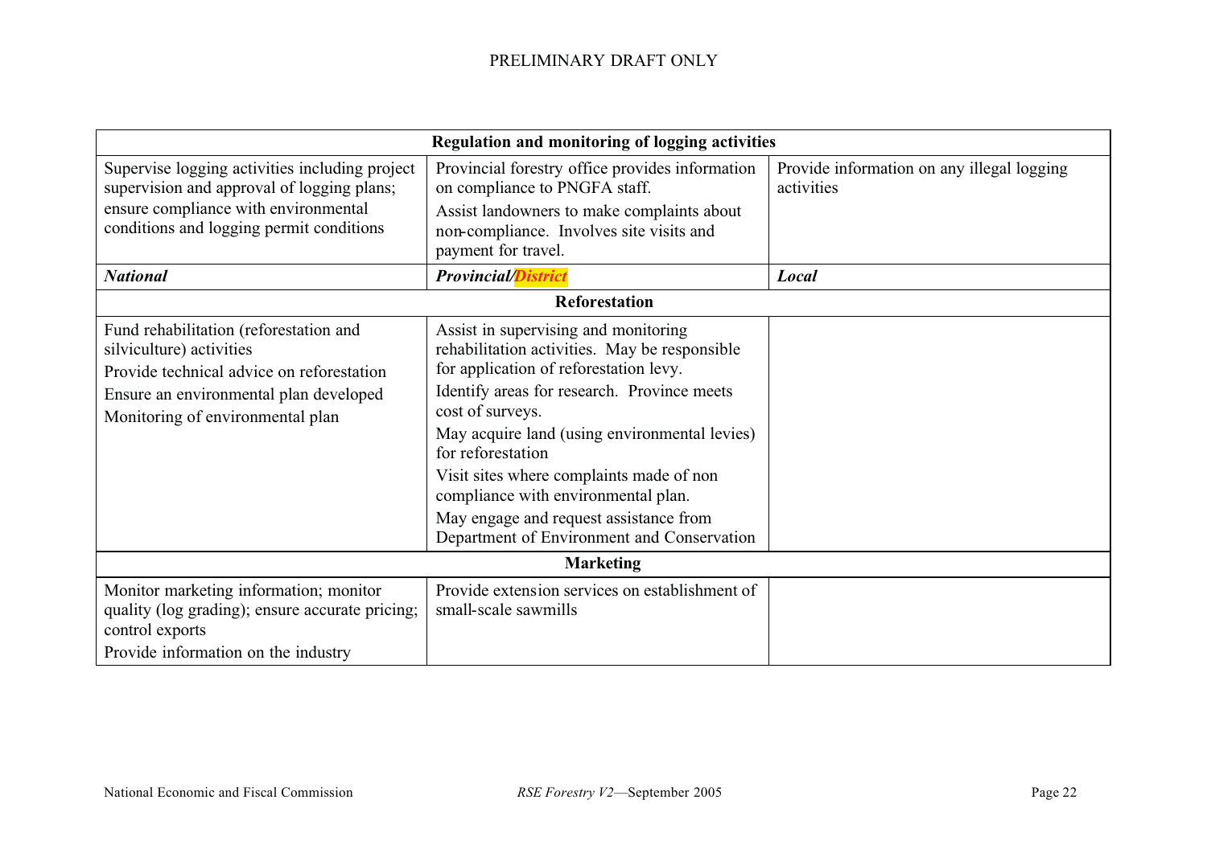| Regulation and monitoring of logging activities | | |
|---|---|---|
| Supervise logging activities including project supervision and approval of logging plans; ensure compliance with environmental conditions and logging permit conditions | Provincial forestry office provides information on compliance to PNGFA staff.<br>Assist landowners to make complaints about non-compliance. Involves site visits and payment for travel. | Provide information on any illegal logging activities |
| ***National*** | ***Provincial/District*** | ***Local*** |
| **Reforestation** | | |
| Fund rehabilitation (reforestation and silviculture) activities<br>Provide technical advice on reforestation<br>Ensure an environmental plan developed<br>Monitoring of environmental plan | Assist in supervising and monitoring rehabilitation activities. May be responsible for application of reforestation levy.<br>Identify areas for research. Province meets cost of surveys.<br>May acquire land (using environmental levies) for reforestation<br>Visit sites where complaints made of non compliance with environmental plan.<br>May engage and request assistance from Department of Environment and Conservation | |
| **Marketing** | | |
| Monitor marketing information; monitor quality (log grading); ensure accurate pricing; control exports<br>Provide information on the industry | Provide extension services on establishment of small-scale sawmills | |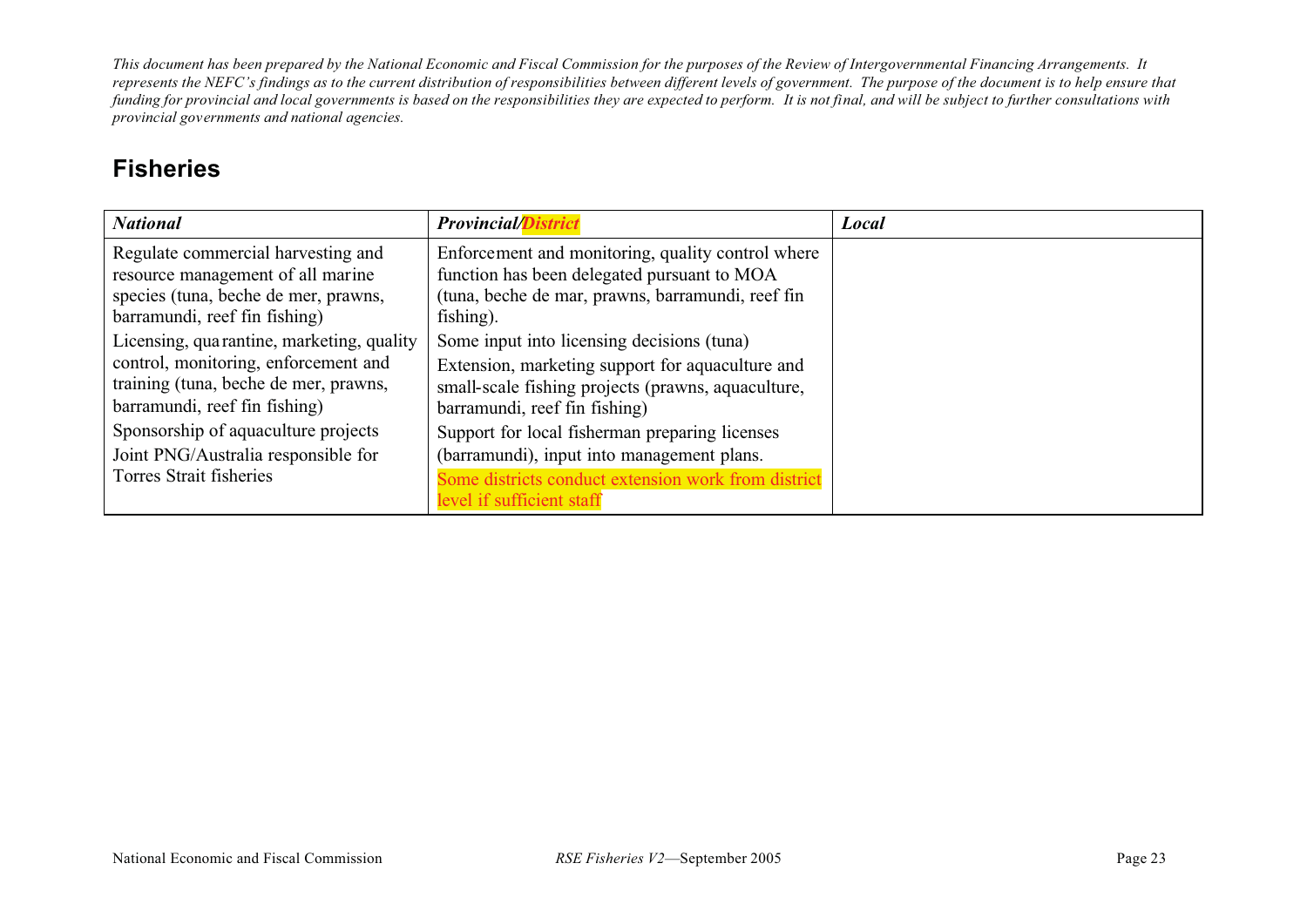*This document has been prepared by the National Economic and Fiscal Commission for the purposes of the Review of Intergovernmental Financing Arrangements. It represents the NEFC's findings as to the current distribution of responsibilities between different levels of government. The purpose of the document is to help ensure that funding for provincial and local governments is based on the responsibilities they are expected to perform. It is not final, and will be subject to further consultations with provincial governments and national agencies.*

## Fisheries

| ***National*** | ***Provincial/District*** | ***Local*** |
|---|---|---|
| Regulate commercial harvesting and resource management of all marine species (tuna, beche de mer, prawns, barramundi, reef fin fishing)<br>Licensing, quarantine, marketing, quality control, monitoring, enforcement and training (tuna, beche de mer, prawns, barramundi, reef fin fishing)<br>Sponsorship of aquaculture projects<br>Joint PNG/Australia responsible for Torres Strait fisheries | Enforcement and monitoring, quality control where function has been delegated pursuant to MOA (tuna, beche de mar, prawns, barramundi, reef fin fishing).<br>Some input into licensing decisions (tuna)<br>Extension, marketing support for aquaculture and small-scale fishing projects (prawns, aquaculture, barramundi, reef fin fishing)<br>Support for local fisherman preparing licenses (barramundi), input into management plans.<br>Some districts conduct extension work from district level if sufficient staff | |

National Economic and Fiscal Commission — *RSE Fisheries V2*—September 2005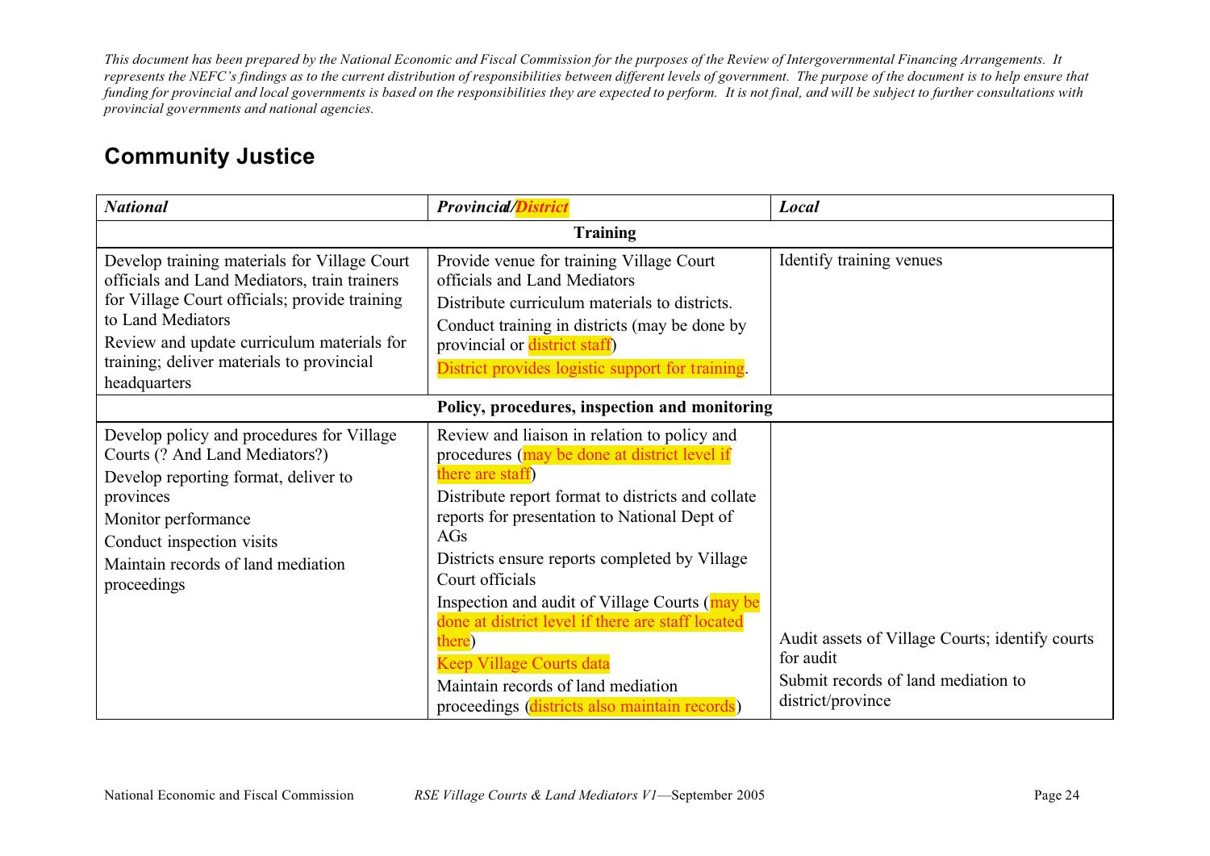*This document has been prepared by the National Economic and Fiscal Commission for the purposes of the Review of Intergovernmental Financing Arrangements. It represents the NEFC's findings as to the current distribution of responsibilities between different levels of government. The purpose of the document is to help ensure that funding for provincial and local governments is based on the responsibilities they are expected to perform. It is not final, and will be subject to further consultations with provincial governments and national agencies.*

## Community Justice

| ***National*** | ***Provincial/District*** | ***Local*** |
|---|---|---|
| **Training** | | |
| Develop training materials for Village Court officials and Land Mediators, train trainers for Village Court officials; provide training to Land Mediators<br>Review and update curriculum materials for training; deliver materials to provincial headquarters | Provide venue for training Village Court officials and Land Mediators<br>Distribute curriculum materials to districts.<br>Conduct training in districts (may be done by provincial or district staff)<br>District provides logistic support for training. | Identify training venues |
| **Policy, procedures, inspection and monitoring** | | |
| Develop policy and procedures for Village Courts (? And Land Mediators?)<br>Develop reporting format, deliver to provinces<br>Monitor performance<br>Conduct inspection visits<br>Maintain records of land mediation proceedings | Review and liaison in relation to policy and procedures (may be done at district level if there are staff)<br>Distribute report format to districts and collate reports for presentation to National Dept of AGs<br>Districts ensure reports completed by Village Court officials<br>Inspection and audit of Village Courts (may be done at district level if there are staff located there)<br>Keep Village Courts data<br>Maintain records of land mediation proceedings (districts also maintain records) | Audit assets of Village Courts; identify courts for audit<br>Submit records of land mediation to district/province |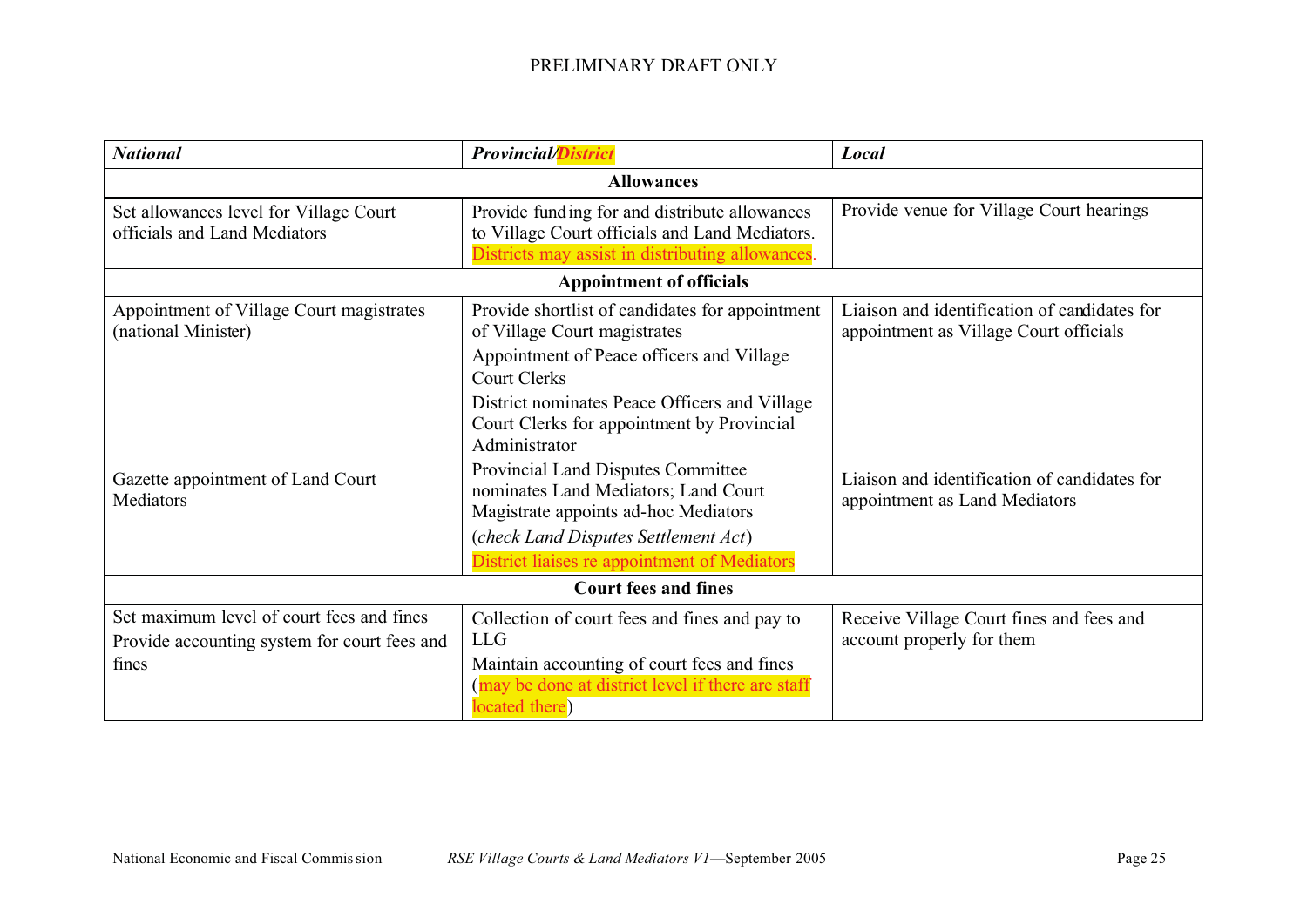| *National* | *Provincial/District* | *Local* |
|---|---|---|
| **Allowances** | | |
| Set allowances level for Village Court officials and Land Mediators | Provide funding for and distribute allowances to Village Court officials and Land Mediators. Districts may assist in distributing allowances. | Provide venue for Village Court hearings |
| **Appointment of officials** | | |
| Appointment of Village Court magistrates (national Minister) | Provide shortlist of candidates for appointment of Village Court magistrates<br>Appointment of Peace officers and Village Court Clerks<br>District nominates Peace Officers and Village Court Clerks for appointment by Provincial Administrator | Liaison and identification of candidates for appointment as Village Court officials |
| Gazette appointment of Land Court Mediators | Provincial Land Disputes Committee nominates Land Mediators; Land Court Magistrate appoints ad-hoc Mediators<br>(*check Land Disputes Settlement Act*)<br>District liaises re appointment of Mediators | Liaison and identification of candidates for appointment as Land Mediators |
| **Court fees and fines** | | |
| Set maximum level of court fees and fines<br>Provide accounting system for court fees and fines | Collection of court fees and fines and pay to LLG<br>Maintain accounting of court fees and fines (may be done at district level if there are staff located there) | Receive Village Court fines and fees and account properly for them |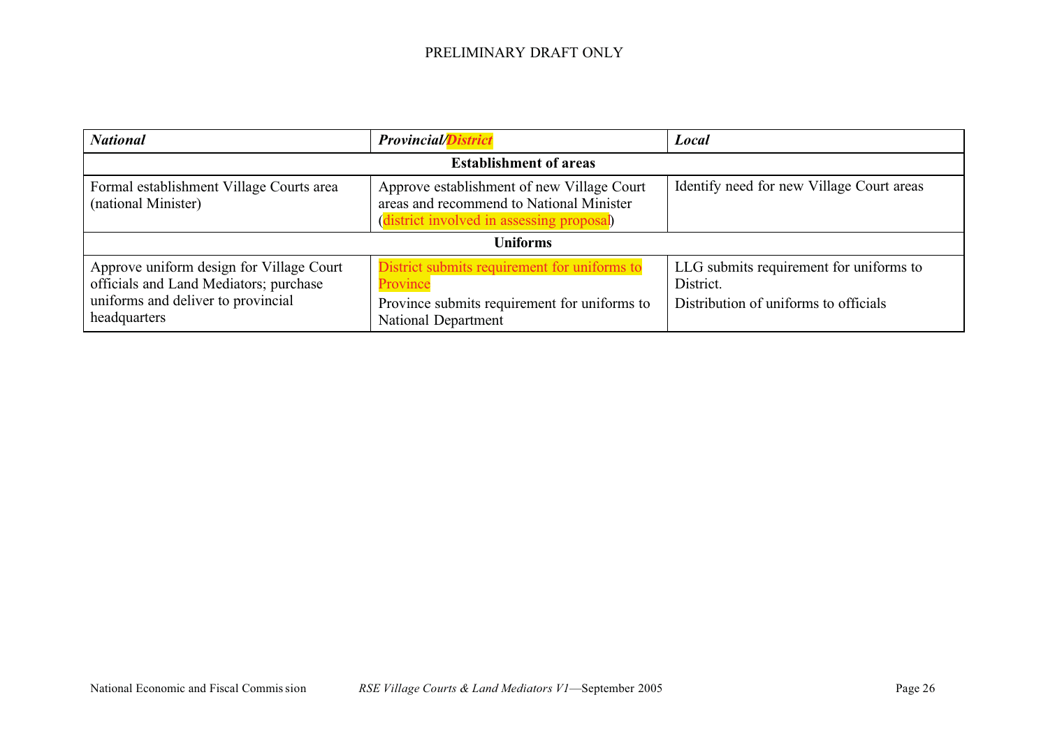| *National* | *Provincial/District* | *Local* |
|---|---|---|
| **Establishment of areas** | | |
| Formal establishment Village Courts area (national Minister) | Approve establishment of new Village Court areas and recommend to National Minister (district involved in assessing proposal) | Identify need for new Village Court areas |
| **Uniforms** | | |
| Approve uniform design for Village Court officials and Land Mediators; purchase uniforms and deliver to provincial headquarters | District submits requirement for uniforms to Province<br>Province submits requirement for uniforms to National Department | LLG submits requirement for uniforms to District.<br>Distribution of uniforms to officials |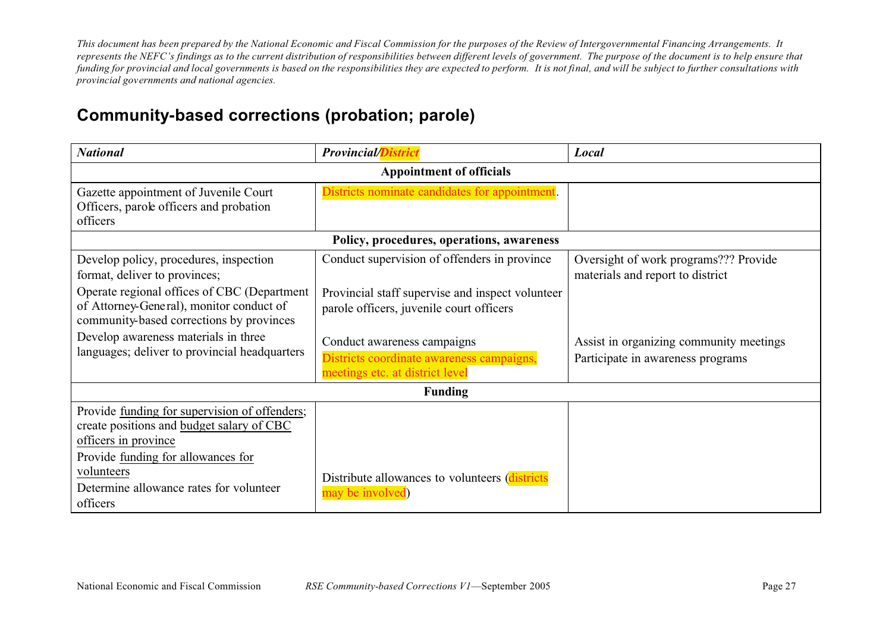*This document has been prepared by the National Economic and Fiscal Commission for the purposes of the Review of Intergovernmental Financing Arrangements. It represents the NEFC's findings as to the current distribution of responsibilities between different levels of government. The purpose of the document is to help ensure that funding for provincial and local governments is based on the responsibilities they are expected to perform. It is not final, and will be subject to further consultations with provincial governments and national agencies.*

## Community-based corrections (probation; parole)

| ***National*** | ***Provincial/District*** | ***Local*** |
|---|---|---|
| **Appointment of officials** | | |
| Gazette appointment of Juvenile Court Officers, parole officers and probation officers | Districts nominate candidates for appointment. | |
| **Policy, procedures, operations, awareness** | | |
| Develop policy, procedures, inspection format, deliver to provinces; | Conduct supervision of offenders in province | Oversight of work programs??? Provide materials and report to district |
| Operate regional offices of CBC (Department of Attorney-General), monitor conduct of community-based corrections by provinces | Provincial staff supervise and inspect volunteer parole officers, juvenile court officers | |
| Develop awareness materials in three languages; deliver to provincial headquarters | Conduct awareness campaigns<br>Districts coordinate awareness campaigns, meetings etc. at district level | Assist in organizing community meetings<br>Participate in awareness programs |
| **Funding** | | |
| Provide funding for supervision of offenders; create positions and budget salary of CBC officers in province | | |
| Provide funding for allowances for volunteers<br>Determine allowance rates for volunteer officers | Distribute allowances to volunteers (districts may be involved) | |

National Economic and Fiscal Commission *RSE Community-based Corrections V1*—September 2005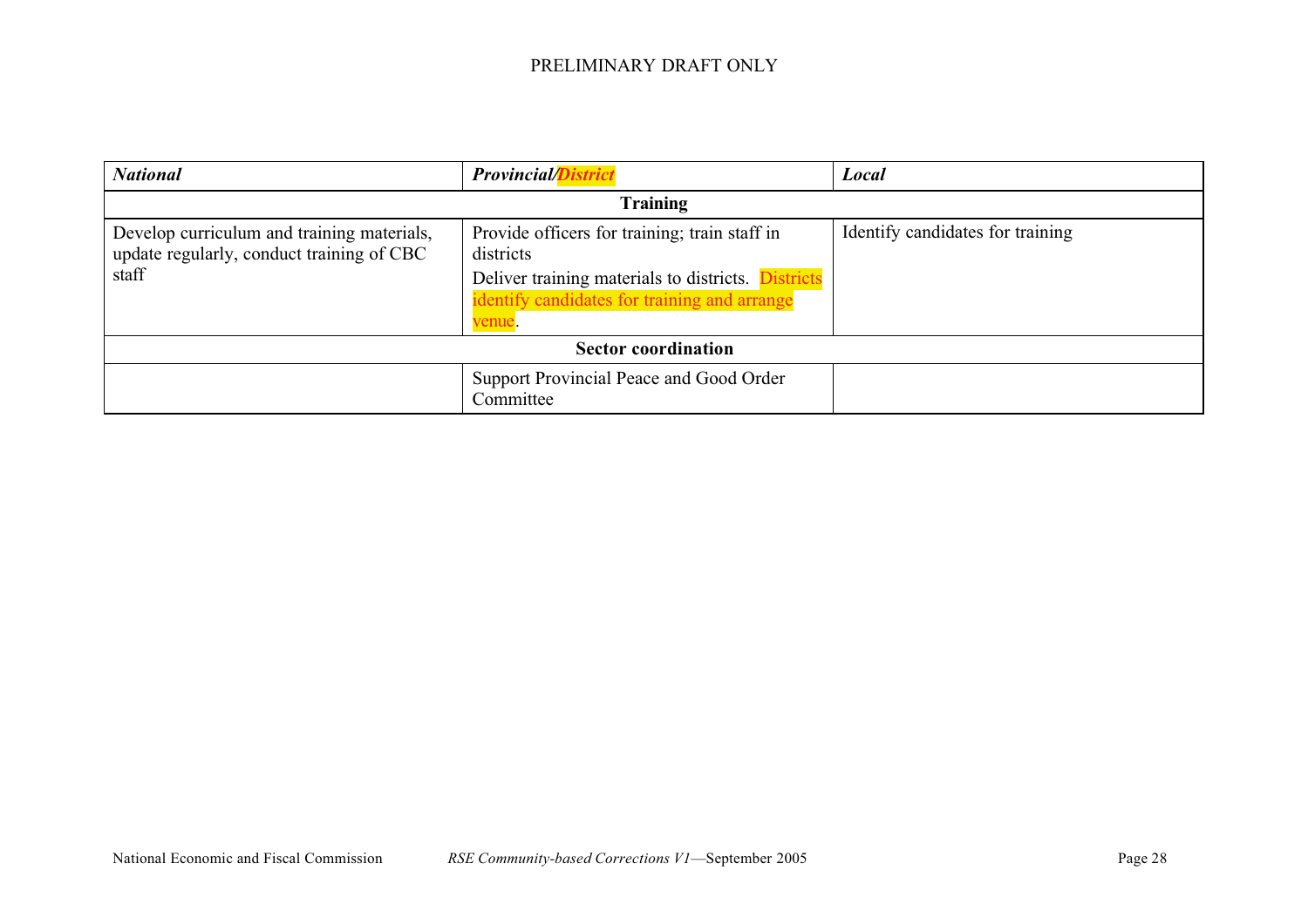| *National* | *Provincial/District* | *Local* |
|---|---|---|
| | **Training** | |
| Develop curriculum and training materials, update regularly, conduct training of CBC staff | Provide officers for training; train staff in districts<br>Deliver training materials to districts. Districts identify candidates for training and arrange venue. | Identify candidates for training |
| | **Sector coordination** | |
| | Support Provincial Peace and Good Order Committee | |